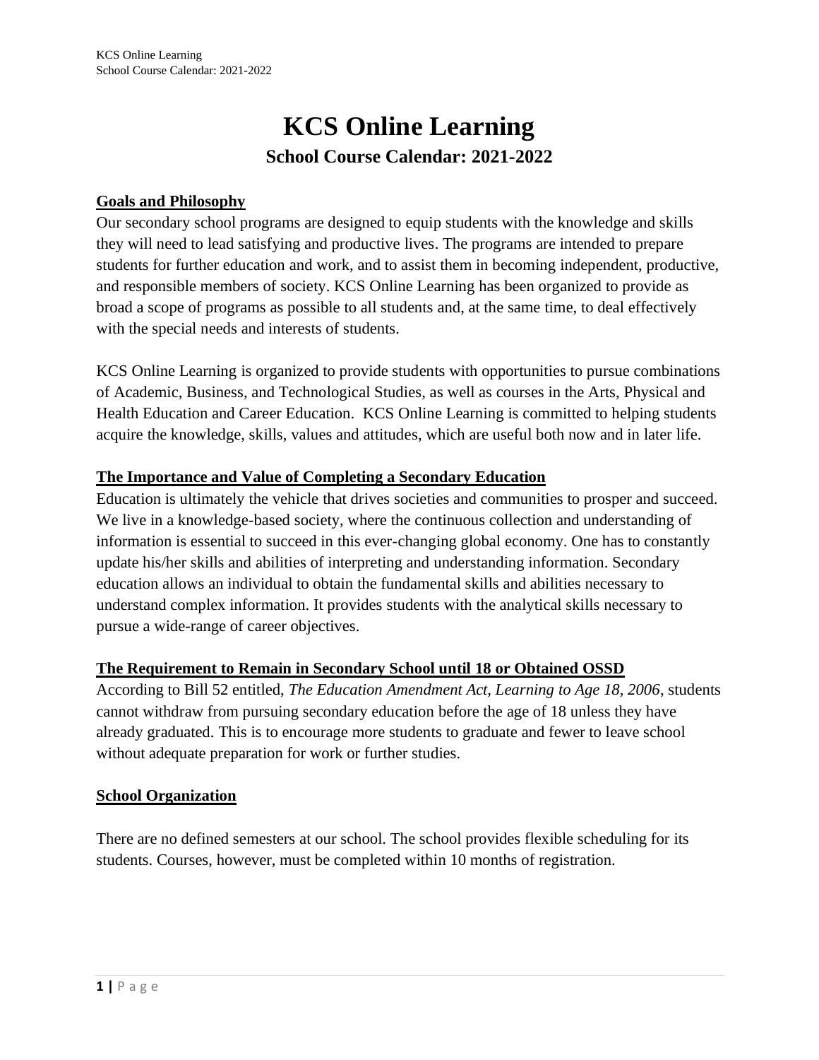# KCS Online Learning

## School Course Calendar: 2021-2022

### Goals and Philosophy

Our secondary school programs are designed to equip students with the knowledge and skills they will need to lead satisfying and productive lives. The programs are intended to prepare students for further education and work, and to assist them in becoming independent, productive, and responsible members of society. KCS Online Learning has been organized to provide as broad a scope of programs as possible to all students and, at the same time, to deal effectively with the special needs and interests of students.

KCS Online Learning is organized to provide students with opportunities to pursue combinations of Academic, Business, and Technological Studies, as well as courses in the Arts, Physical and Health Education and Career Education. KCS Online Learning is committed to helping students acquire the knowledge, skills, values and attitudes, which are useful both now and in later life.

### The Importance and Value of Completing a Secondary Education

Education is ultimately the vehicle that drives societies and communities to prosper and succeed. We live in a knowledge-based society, where the continuous collection and understanding of information is essential to succeed in this ever-changing global economy. One has to constantly update his/her skills and abilities of interpreting and understanding information. Secondary education allows an individual to obtain the fundamental skills and abilities necessary to understand complex information. It provides students with the analytical skills necessary to pursue a wide-range of career objectives.

### The Requirement to Remain in Secondary School until 18 or Obtained OSSD

According to Bill 52 entitled, *The Education Amendment Act, Learning to Age 18, 2006*, students cannot withdraw from pursuing secondary education before the age of 18 unless they have already graduated. This is to encourage more students to graduate and fewer to leave school without adequate preparation for work or further studies.

### School Organization

There are no defined semesters at our school. The school provides flexible scheduling for its students. Courses, however, must be completed within 10 months of registration.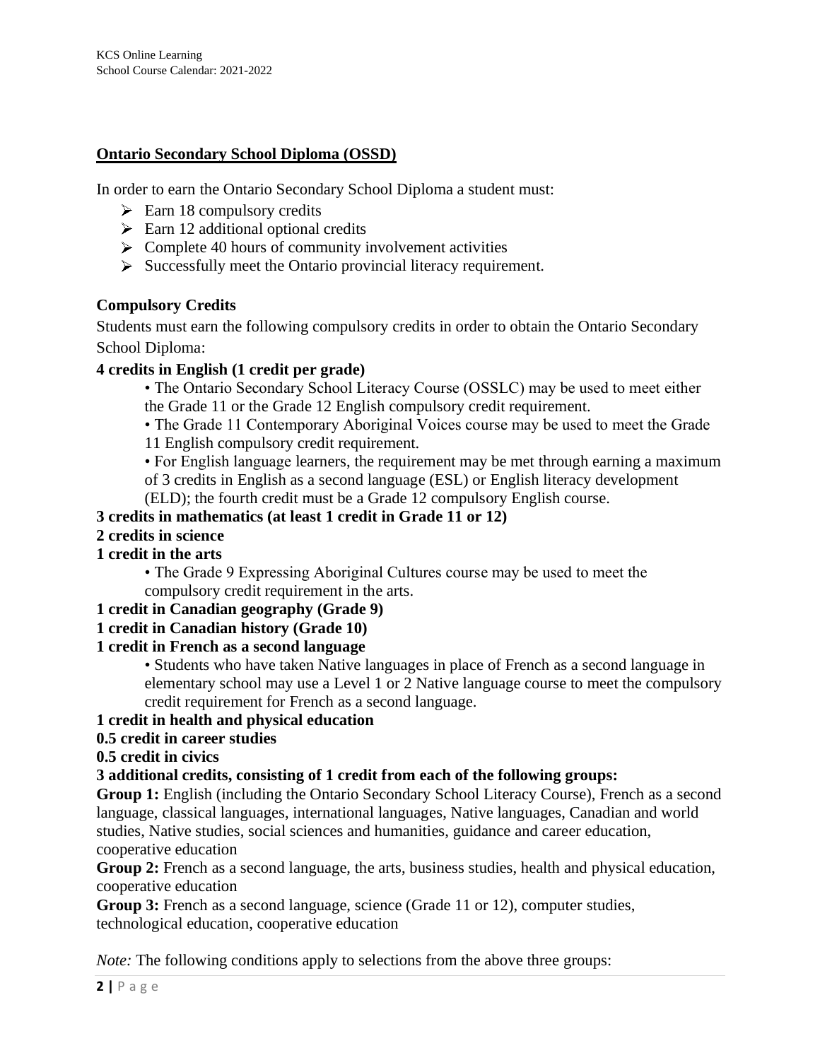## Ontario Secondary School Diploma (OSSD)

In order to earn the Ontario Secondary School Diploma a student must:

- Earn 18 compulsory credits
- Earn 12 additional optional credits
- Complete 40 hours of community involvement activities
- Successfully meet the Ontario provincial literacy requirement.

### Compulsory Credits

Students must earn the following compulsory credits in order to obtain the Ontario Secondary School Diploma:

**4 credits in English (1 credit per grade)**

- The Ontario Secondary School Literacy Course (OSSLC) may be used to meet either the Grade 11 or the Grade 12 English compulsory credit requirement.
- The Grade 11 Contemporary Aboriginal Voices course may be used to meet the Grade 11 English compulsory credit requirement.
- For English language learners, the requirement may be met through earning a maximum of 3 credits in English as a second language (ESL) or English literacy development (ELD); the fourth credit must be a Grade 12 compulsory English course.

**3 credits in mathematics (at least 1 credit in Grade 11 or 12)**

**2 credits in science**

**1 credit in the arts**

- The Grade 9 Expressing Aboriginal Cultures course may be used to meet the compulsory credit requirement in the arts.

**1 credit in Canadian geography (Grade 9)**

**1 credit in Canadian history (Grade 10)**

**1 credit in French as a second language**

- Students who have taken Native languages in place of French as a second language in elementary school may use a Level 1 or 2 Native language course to meet the compulsory credit requirement for French as a second language.

**1 credit in health and physical education**

**0.5 credit in career studies**

**0.5 credit in civics**

**3 additional credits, consisting of 1 credit from each of the following groups:**

**Group 1:** English (including the Ontario Secondary School Literacy Course), French as a second language, classical languages, international languages, Native languages, Canadian and world studies, Native studies, social sciences and humanities, guidance and career education, cooperative education

**Group 2:** French as a second language, the arts, business studies, health and physical education, cooperative education

**Group 3:** French as a second language, science (Grade 11 or 12), computer studies, technological education, cooperative education

*Note:* The following conditions apply to selections from the above three groups: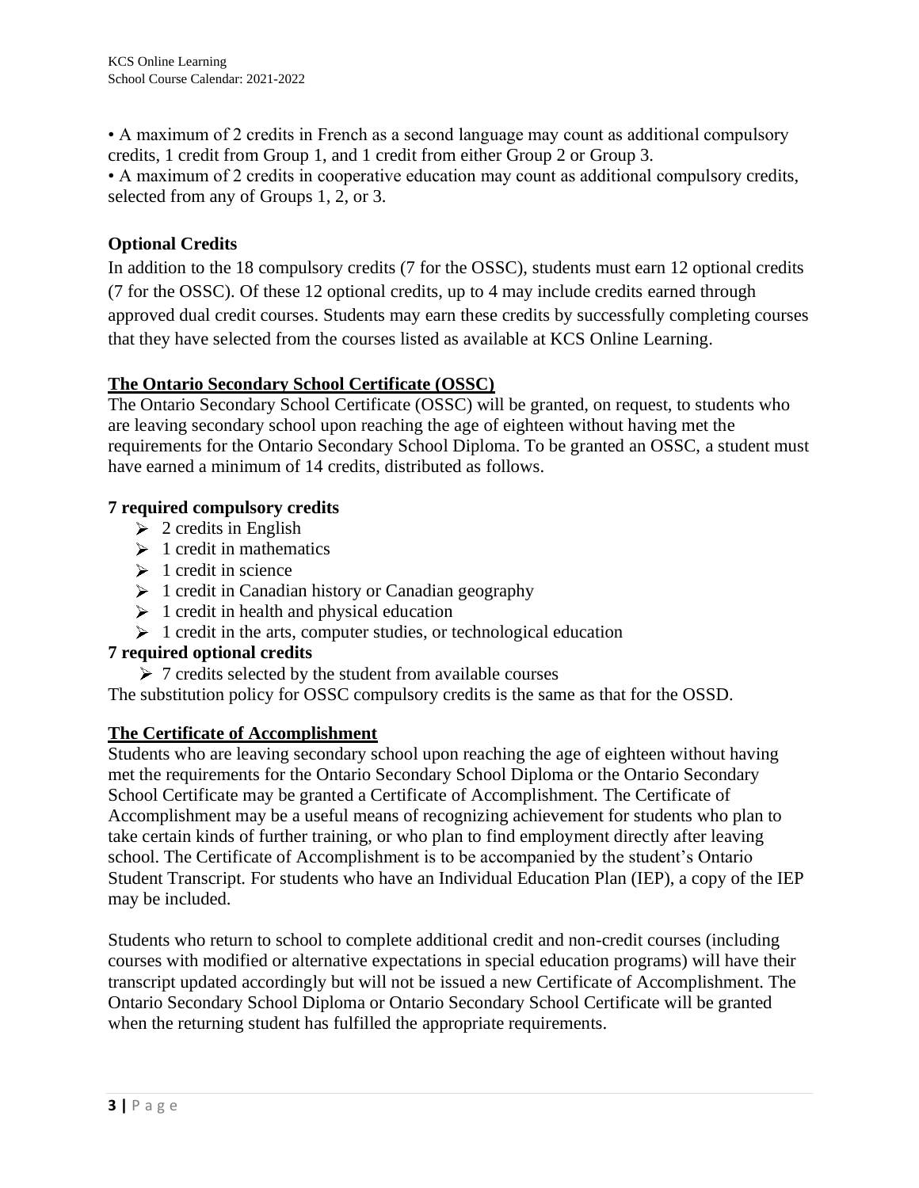- A maximum of 2 credits in French as a second language may count as additional compulsory credits, 1 credit from Group 1, and 1 credit from either Group 2 or Group 3.
- A maximum of 2 credits in cooperative education may count as additional compulsory credits, selected from any of Groups 1, 2, or 3.

### Optional Credits

In addition to the 18 compulsory credits (7 for the OSSC), students must earn 12 optional credits (7 for the OSSC). Of these 12 optional credits, up to 4 may include credits earned through approved dual credit courses. Students may earn these credits by successfully completing courses that they have selected from the courses listed as available at KCS Online Learning.

### The Ontario Secondary School Certificate (OSSC)

The Ontario Secondary School Certificate (OSSC) will be granted, on request, to students who are leaving secondary school upon reaching the age of eighteen without having met the requirements for the Ontario Secondary School Diploma. To be granted an OSSC, a student must have earned a minimum of 14 credits, distributed as follows.

**7 required compulsory credits**

- 2 credits in English
- 1 credit in mathematics
- 1 credit in science
- 1 credit in Canadian history or Canadian geography
- 1 credit in health and physical education
- 1 credit in the arts, computer studies, or technological education

**7 required optional credits**

- 7 credits selected by the student from available courses

The substitution policy for OSSC compulsory credits is the same as that for the OSSD.

### The Certificate of Accomplishment

Students who are leaving secondary school upon reaching the age of eighteen without having met the requirements for the Ontario Secondary School Diploma or the Ontario Secondary School Certificate may be granted a Certificate of Accomplishment. The Certificate of Accomplishment may be a useful means of recognizing achievement for students who plan to take certain kinds of further training, or who plan to find employment directly after leaving school. The Certificate of Accomplishment is to be accompanied by the student's Ontario Student Transcript. For students who have an Individual Education Plan (IEP), a copy of the IEP may be included.

Students who return to school to complete additional credit and non-credit courses (including courses with modified or alternative expectations in special education programs) will have their transcript updated accordingly but will not be issued a new Certificate of Accomplishment. The Ontario Secondary School Diploma or Ontario Secondary School Certificate will be granted when the returning student has fulfilled the appropriate requirements.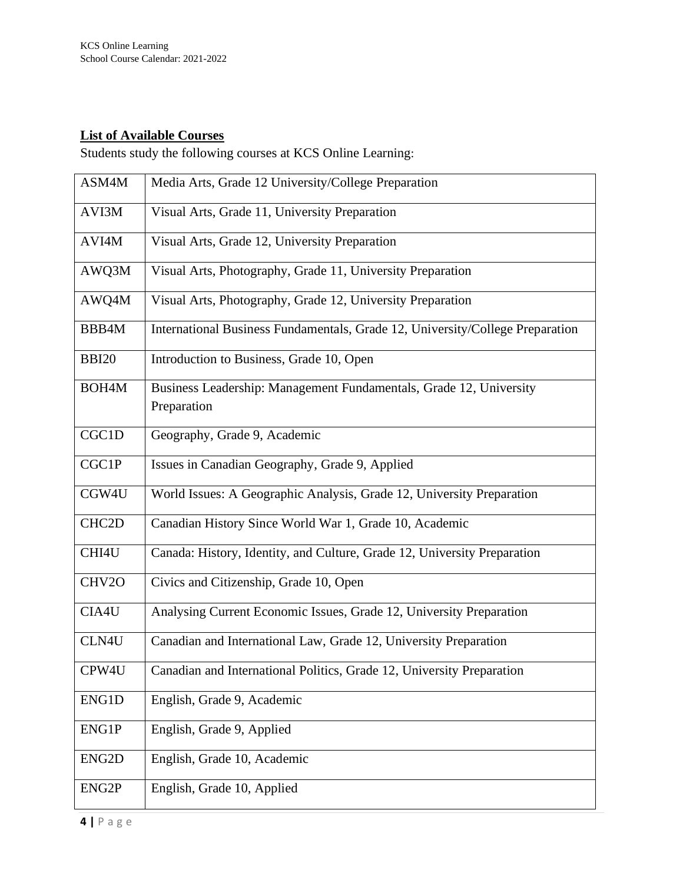**List of Available Courses**

Students study the following courses at KCS Online Learning:

| | |
|---|---|
| ASM4M | Media Arts, Grade 12 University/College Preparation |
| AVI3M | Visual Arts, Grade 11, University Preparation |
| AVI4M | Visual Arts, Grade 12, University Preparation |
| AWQ3M | Visual Arts, Photography, Grade 11, University Preparation |
| AWQ4M | Visual Arts, Photography, Grade 12, University Preparation |
| BBB4M | International Business Fundamentals, Grade 12, University/College Preparation |
| BBI20 | Introduction to Business, Grade 10, Open |
| BOH4M | Business Leadership: Management Fundamentals, Grade 12, University Preparation |
| CGC1D | Geography, Grade 9, Academic |
| CGC1P | Issues in Canadian Geography, Grade 9, Applied |
| CGW4U | World Issues: A Geographic Analysis, Grade 12, University Preparation |
| CHC2D | Canadian History Since World War 1, Grade 10, Academic |
| CHI4U | Canada: History, Identity, and Culture, Grade 12, University Preparation |
| CHV2O | Civics and Citizenship, Grade 10, Open |
| CIA4U | Analysing Current Economic Issues, Grade 12, University Preparation |
| CLN4U | Canadian and International Law, Grade 12, University Preparation |
| CPW4U | Canadian and International Politics, Grade 12, University Preparation |
| ENG1D | English, Grade 9, Academic |
| ENG1P | English, Grade 9, Applied |
| ENG2D | English, Grade 10, Academic |
| ENG2P | English, Grade 10, Applied |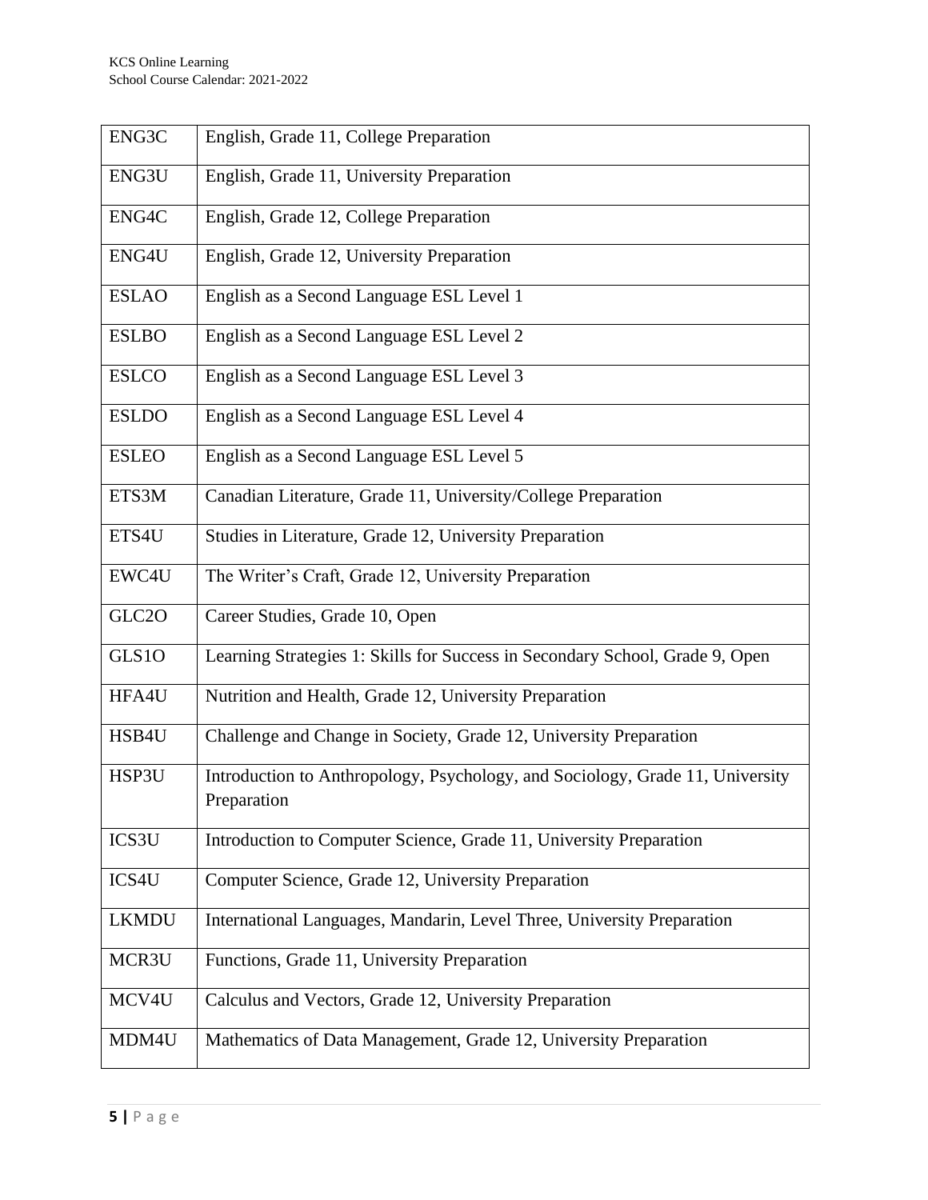| ENG3C | English, Grade 11, College Preparation |
|---|---|
| ENG3U | English, Grade 11, University Preparation |
| ENG4C | English, Grade 12, College Preparation |
| ENG4U | English, Grade 12, University Preparation |
| ESLAO | English as a Second Language ESL Level 1 |
| ESLBO | English as a Second Language ESL Level 2 |
| ESLCO | English as a Second Language ESL Level 3 |
| ESLDO | English as a Second Language ESL Level 4 |
| ESLEO | English as a Second Language ESL Level 5 |
| ETS3M | Canadian Literature, Grade 11, University/College Preparation |
| ETS4U | Studies in Literature, Grade 12, University Preparation |
| EWC4U | The Writer's Craft, Grade 12, University Preparation |
| GLC2O | Career Studies, Grade 10, Open |
| GLS1O | Learning Strategies 1: Skills for Success in Secondary School, Grade 9, Open |
| HFA4U | Nutrition and Health, Grade 12, University Preparation |
| HSB4U | Challenge and Change in Society, Grade 12, University Preparation |
| HSP3U | Introduction to Anthropology, Psychology, and Sociology, Grade 11, University Preparation |
| ICS3U | Introduction to Computer Science, Grade 11, University Preparation |
| ICS4U | Computer Science, Grade 12, University Preparation |
| LKMDU | International Languages, Mandarin, Level Three, University Preparation |
| MCR3U | Functions, Grade 11, University Preparation |
| MCV4U | Calculus and Vectors, Grade 12, University Preparation |
| MDM4U | Mathematics of Data Management, Grade 12, University Preparation |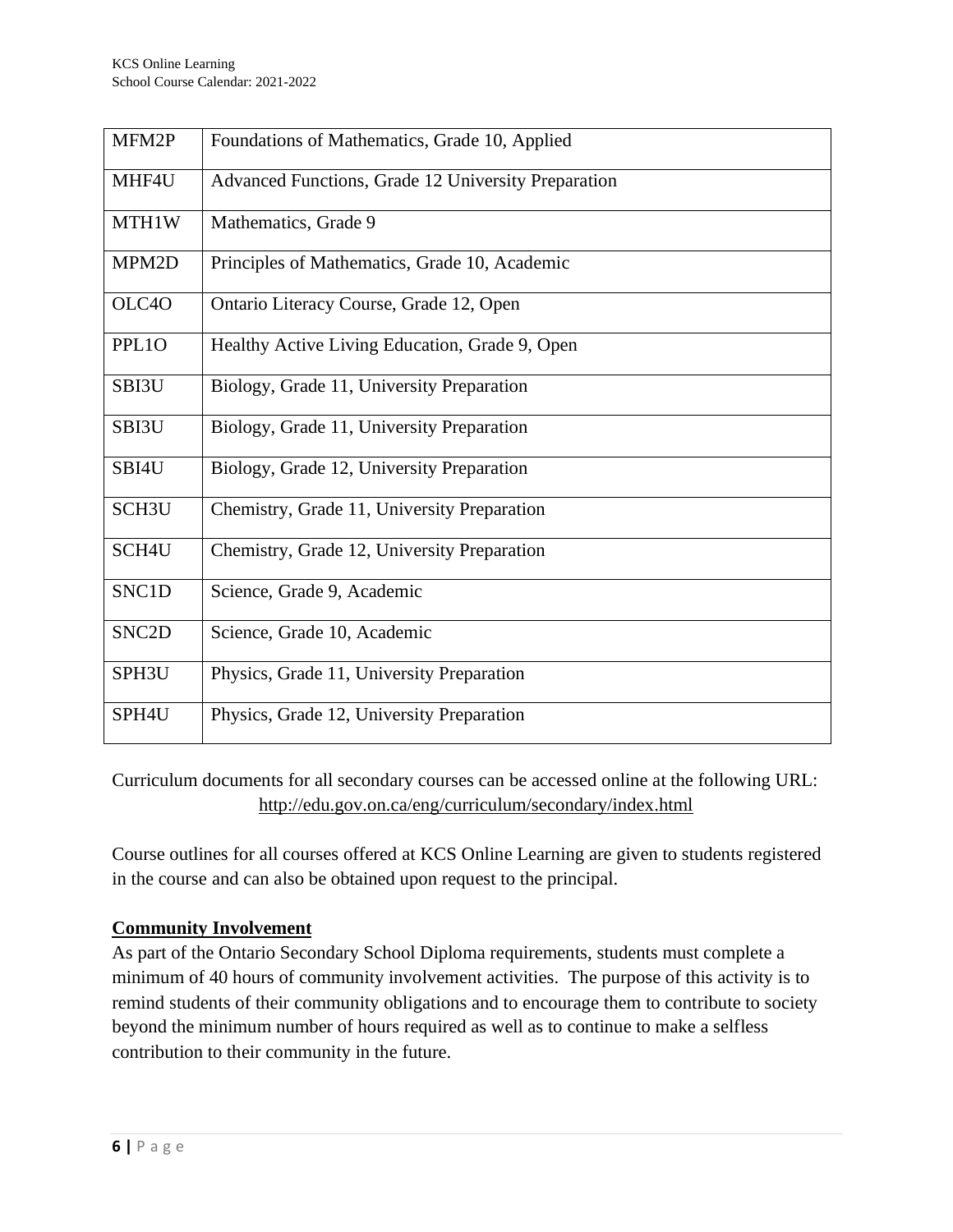| | |
|---|---|
| MFM2P | Foundations of Mathematics, Grade 10, Applied |
| MHF4U | Advanced Functions, Grade 12 University Preparation |
| MTH1W | Mathematics, Grade 9 |
| MPM2D | Principles of Mathematics, Grade 10, Academic |
| OLC4O | Ontario Literacy Course, Grade 12, Open |
| PPL1O | Healthy Active Living Education, Grade 9, Open |
| SBI3U | Biology, Grade 11, University Preparation |
| SBI3U | Biology, Grade 11, University Preparation |
| SBI4U | Biology, Grade 12, University Preparation |
| SCH3U | Chemistry, Grade 11, University Preparation |
| SCH4U | Chemistry, Grade 12, University Preparation |
| SNC1D | Science, Grade 9, Academic |
| SNC2D | Science, Grade 10, Academic |
| SPH3U | Physics, Grade 11, University Preparation |
| SPH4U | Physics, Grade 12, University Preparation |

Curriculum documents for all secondary courses can be accessed online at the following URL: http://edu.gov.on.ca/eng/curriculum/secondary/index.html

Course outlines for all courses offered at KCS Online Learning are given to students registered in the course and can also be obtained upon request to the principal.

## Community Involvement

As part of the Ontario Secondary School Diploma requirements, students must complete a minimum of 40 hours of community involvement activities. The purpose of this activity is to remind students of their community obligations and to encourage them to contribute to society beyond the minimum number of hours required as well as to continue to make a selfless contribution to their community in the future.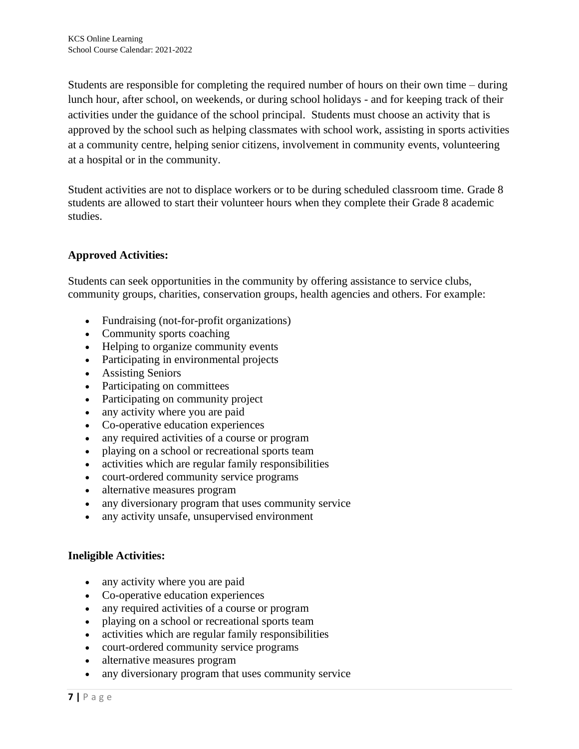Students are responsible for completing the required number of hours on their own time – during lunch hour, after school, on weekends, or during school holidays - and for keeping track of their activities under the guidance of the school principal. Students must choose an activity that is approved by the school such as helping classmates with school work, assisting in sports activities at a community centre, helping senior citizens, involvement in community events, volunteering at a hospital or in the community.

Student activities are not to displace workers or to be during scheduled classroom time. Grade 8 students are allowed to start their volunteer hours when they complete their Grade 8 academic studies.

**Approved Activities:**

Students can seek opportunities in the community by offering assistance to service clubs, community groups, charities, conservation groups, health agencies and others. For example:

- Fundraising (not-for-profit organizations)
- Community sports coaching
- Helping to organize community events
- Participating in environmental projects
- Assisting Seniors
- Participating on committees
- Participating on community project
- any activity where you are paid
- Co-operative education experiences
- any required activities of a course or program
- playing on a school or recreational sports team
- activities which are regular family responsibilities
- court-ordered community service programs
- alternative measures program
- any diversionary program that uses community service
- any activity unsafe, unsupervised environment

**Ineligible Activities:**

- any activity where you are paid
- Co-operative education experiences
- any required activities of a course or program
- playing on a school or recreational sports team
- activities which are regular family responsibilities
- court-ordered community service programs
- alternative measures program
- any diversionary program that uses community service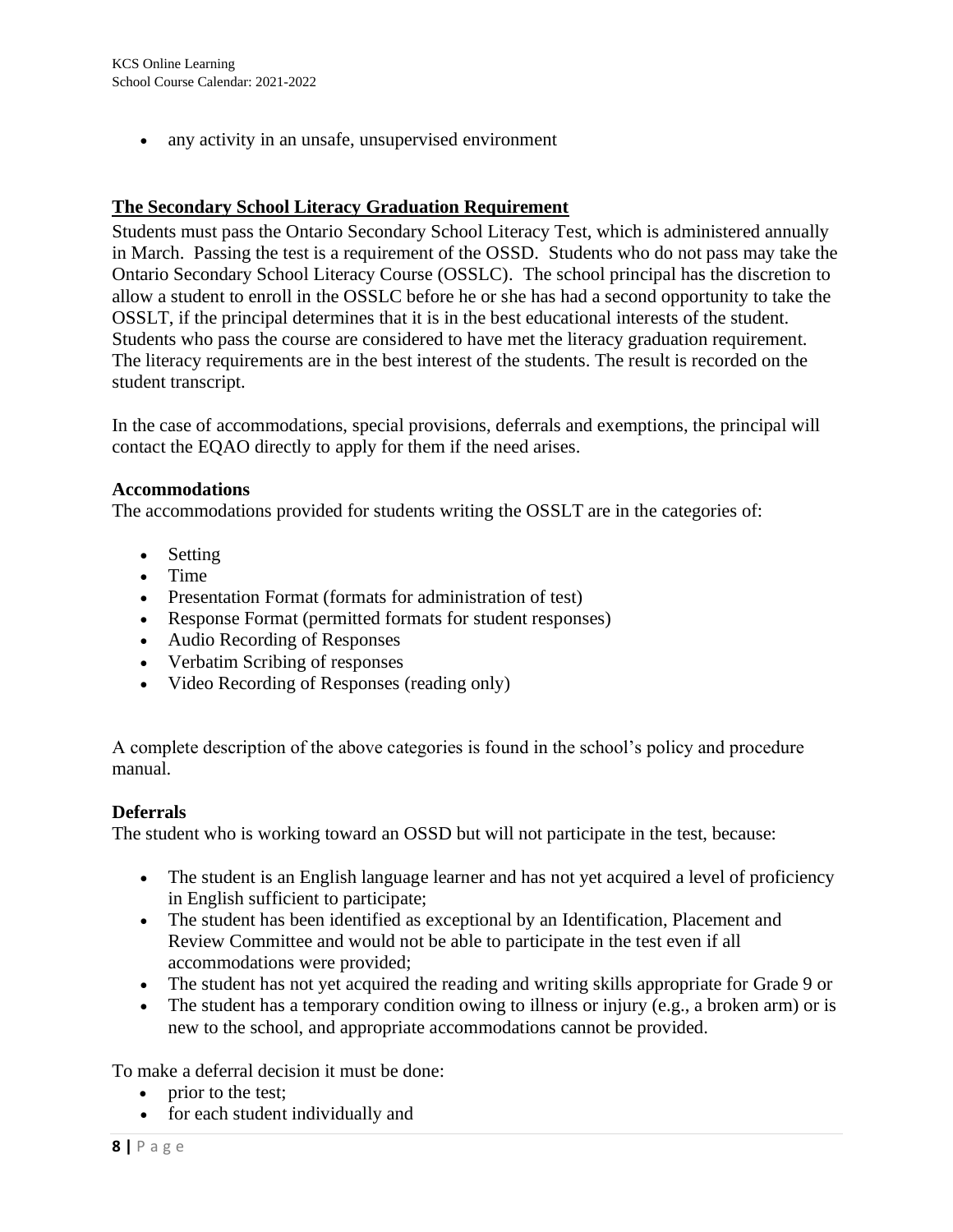- any activity in an unsafe, unsupervised environment

## The Secondary School Literacy Graduation Requirement

Students must pass the Ontario Secondary School Literacy Test, which is administered annually in March. Passing the test is a requirement of the OSSD. Students who do not pass may take the Ontario Secondary School Literacy Course (OSSLC). The school principal has the discretion to allow a student to enroll in the OSSLC before he or she has had a second opportunity to take the OSSLT, if the principal determines that it is in the best educational interests of the student. Students who pass the course are considered to have met the literacy graduation requirement. The literacy requirements are in the best interest of the students. The result is recorded on the student transcript.

In the case of accommodations, special provisions, deferrals and exemptions, the principal will contact the EQAO directly to apply for them if the need arises.

### Accommodations

The accommodations provided for students writing the OSSLT are in the categories of:

- Setting
- Time
- Presentation Format (formats for administration of test)
- Response Format (permitted formats for student responses)
- Audio Recording of Responses
- Verbatim Scribing of responses
- Video Recording of Responses (reading only)

A complete description of the above categories is found in the school's policy and procedure manual.

### Deferrals

The student who is working toward an OSSD but will not participate in the test, because:

- The student is an English language learner and has not yet acquired a level of proficiency in English sufficient to participate;
- The student has been identified as exceptional by an Identification, Placement and Review Committee and would not be able to participate in the test even if all accommodations were provided;
- The student has not yet acquired the reading and writing skills appropriate for Grade 9 or
- The student has a temporary condition owing to illness or injury (e.g., a broken arm) or is new to the school, and appropriate accommodations cannot be provided.

To make a deferral decision it must be done:

- prior to the test;
- for each student individually and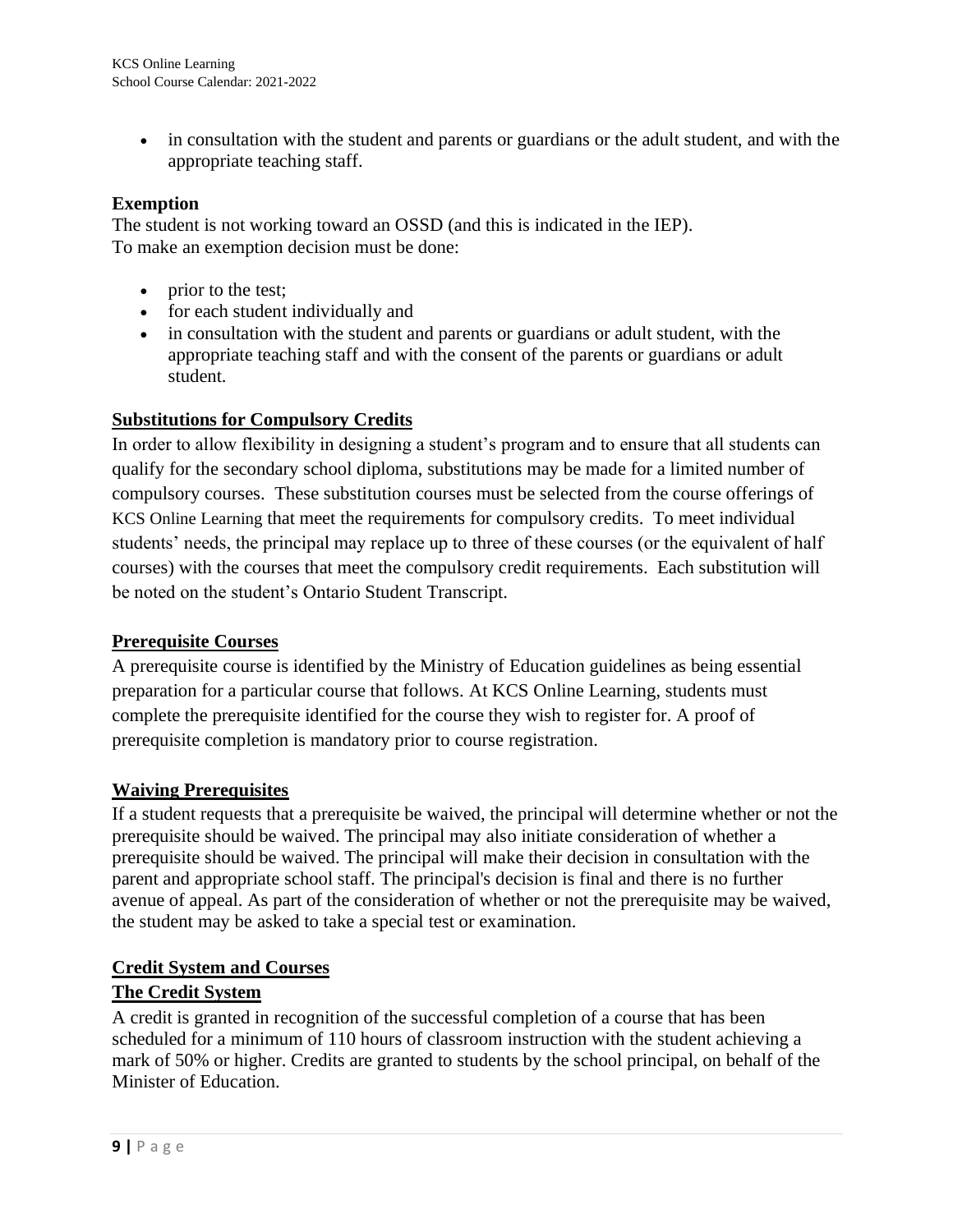- in consultation with the student and parents or guardians or the adult student, and with the appropriate teaching staff.

**Exemption**

The student is not working toward an OSSD (and this is indicated in the IEP).
To make an exemption decision must be done:

- prior to the test;
- for each student individually and
- in consultation with the student and parents or guardians or adult student, with the appropriate teaching staff and with the consent of the parents or guardians or adult student.

## Substitutions for Compulsory Credits

In order to allow flexibility in designing a student's program and to ensure that all students can qualify for the secondary school diploma, substitutions may be made for a limited number of compulsory courses. These substitution courses must be selected from the course offerings of KCS Online Learning that meet the requirements for compulsory credits. To meet individual students' needs, the principal may replace up to three of these courses (or the equivalent of half courses) with the courses that meet the compulsory credit requirements. Each substitution will be noted on the student's Ontario Student Transcript.

## Prerequisite Courses

A prerequisite course is identified by the Ministry of Education guidelines as being essential preparation for a particular course that follows. At KCS Online Learning, students must complete the prerequisite identified for the course they wish to register for. A proof of prerequisite completion is mandatory prior to course registration.

## Waiving Prerequisites

If a student requests that a prerequisite be waived, the principal will determine whether or not the prerequisite should be waived. The principal may also initiate consideration of whether a prerequisite should be waived. The principal will make their decision in consultation with the parent and appropriate school staff. The principal's decision is final and there is no further avenue of appeal. As part of the consideration of whether or not the prerequisite may be waived, the student may be asked to take a special test or examination.

## Credit System and Courses

## The Credit System

A credit is granted in recognition of the successful completion of a course that has been scheduled for a minimum of 110 hours of classroom instruction with the student achieving a mark of 50% or higher. Credits are granted to students by the school principal, on behalf of the Minister of Education.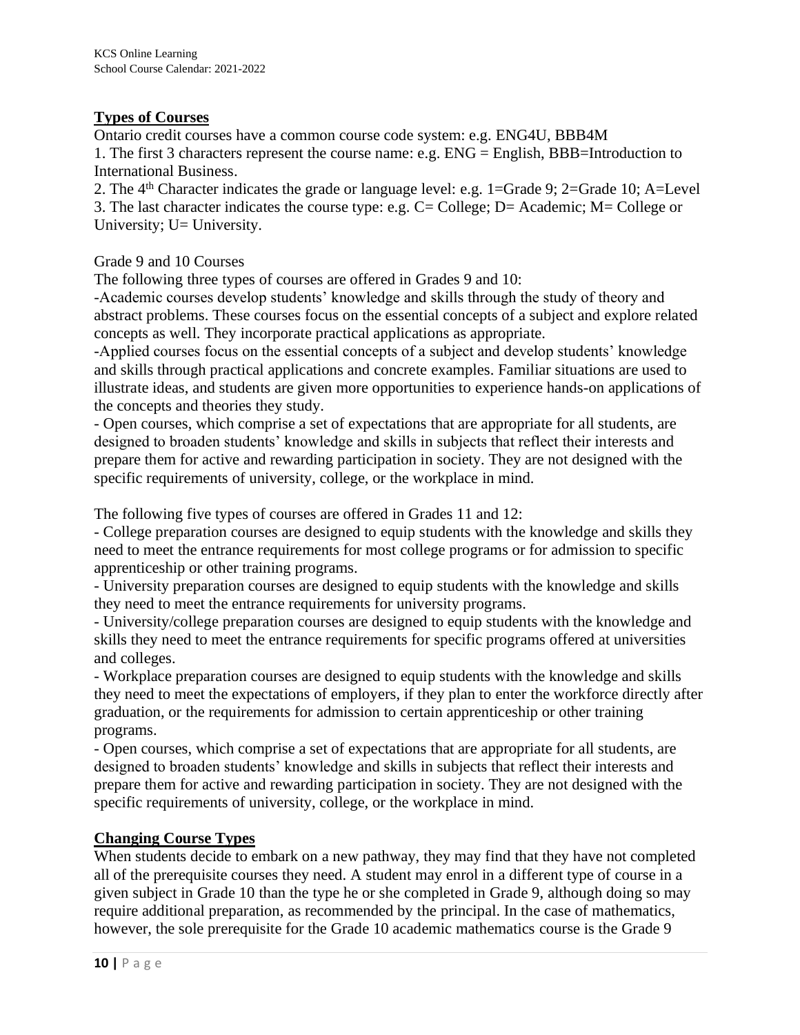## Types of Courses

Ontario credit courses have a common course code system: e.g. ENG4U, BBB4M

1. The first 3 characters represent the course name: e.g. ENG = English, BBB=Introduction to International Business.
2. The 4th Character indicates the grade or language level: e.g. 1=Grade 9; 2=Grade 10; A=Level
3. The last character indicates the course type: e.g. C= College; D= Academic; M= College or University; U= University.

Grade 9 and 10 Courses

The following three types of courses are offered in Grades 9 and 10:

-Academic courses develop students' knowledge and skills through the study of theory and abstract problems. These courses focus on the essential concepts of a subject and explore related concepts as well. They incorporate practical applications as appropriate.

-Applied courses focus on the essential concepts of a subject and develop students' knowledge and skills through practical applications and concrete examples. Familiar situations are used to illustrate ideas, and students are given more opportunities to experience hands-on applications of the concepts and theories they study.

- Open courses, which comprise a set of expectations that are appropriate for all students, are designed to broaden students' knowledge and skills in subjects that reflect their interests and prepare them for active and rewarding participation in society. They are not designed with the specific requirements of university, college, or the workplace in mind.

The following five types of courses are offered in Grades 11 and 12:

- College preparation courses are designed to equip students with the knowledge and skills they need to meet the entrance requirements for most college programs or for admission to specific apprenticeship or other training programs.
- University preparation courses are designed to equip students with the knowledge and skills they need to meet the entrance requirements for university programs.
- University/college preparation courses are designed to equip students with the knowledge and skills they need to meet the entrance requirements for specific programs offered at universities and colleges.
- Workplace preparation courses are designed to equip students with the knowledge and skills they need to meet the expectations of employers, if they plan to enter the workforce directly after graduation, or the requirements for admission to certain apprenticeship or other training programs.
- Open courses, which comprise a set of expectations that are appropriate for all students, are designed to broaden students' knowledge and skills in subjects that reflect their interests and prepare them for active and rewarding participation in society. They are not designed with the specific requirements of university, college, or the workplace in mind.

## Changing Course Types

When students decide to embark on a new pathway, they may find that they have not completed all of the prerequisite courses they need. A student may enrol in a different type of course in a given subject in Grade 10 than the type he or she completed in Grade 9, although doing so may require additional preparation, as recommended by the principal. In the case of mathematics, however, the sole prerequisite for the Grade 10 academic mathematics course is the Grade 9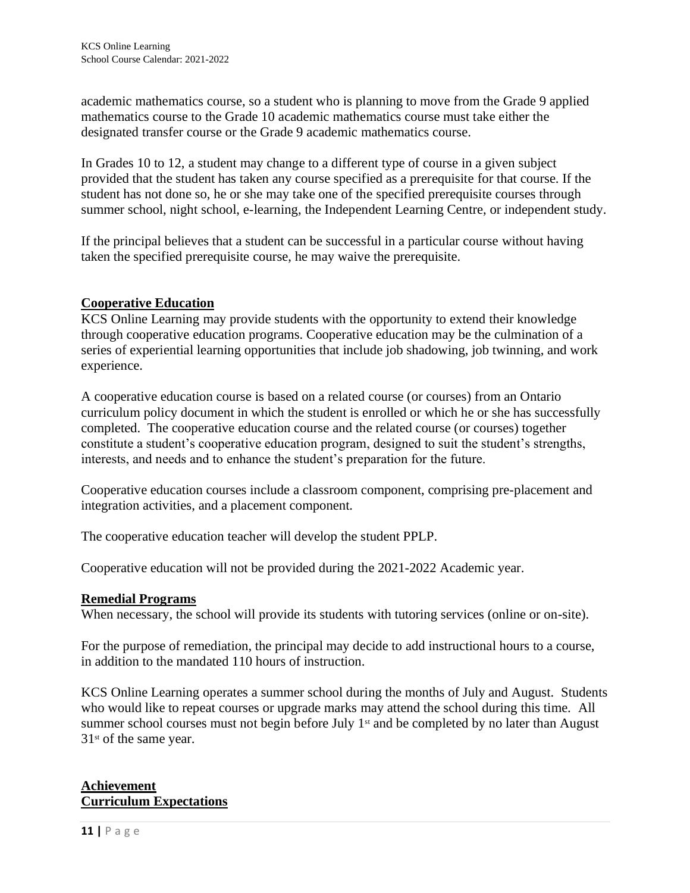academic mathematics course, so a student who is planning to move from the Grade 9 applied mathematics course to the Grade 10 academic mathematics course must take either the designated transfer course or the Grade 9 academic mathematics course.

In Grades 10 to 12, a student may change to a different type of course in a given subject provided that the student has taken any course specified as a prerequisite for that course. If the student has not done so, he or she may take one of the specified prerequisite courses through summer school, night school, e-learning, the Independent Learning Centre, or independent study.

If the principal believes that a student can be successful in a particular course without having taken the specified prerequisite course, he may waive the prerequisite.

## Cooperative Education

KCS Online Learning may provide students with the opportunity to extend their knowledge through cooperative education programs. Cooperative education may be the culmination of a series of experiential learning opportunities that include job shadowing, job twinning, and work experience.

A cooperative education course is based on a related course (or courses) from an Ontario curriculum policy document in which the student is enrolled or which he or she has successfully completed. The cooperative education course and the related course (or courses) together constitute a student's cooperative education program, designed to suit the student's strengths, interests, and needs and to enhance the student's preparation for the future.

Cooperative education courses include a classroom component, comprising pre-placement and integration activities, and a placement component.

The cooperative education teacher will develop the student PPLP.

Cooperative education will not be provided during the 2021-2022 Academic year.

## Remedial Programs

When necessary, the school will provide its students with tutoring services (online or on-site).

For the purpose of remediation, the principal may decide to add instructional hours to a course, in addition to the mandated 110 hours of instruction.

KCS Online Learning operates a summer school during the months of July and August. Students who would like to repeat courses or upgrade marks may attend the school during this time. All summer school courses must not begin before July 1st and be completed by no later than August 31st of the same year.

## Achievement

## Curriculum Expectations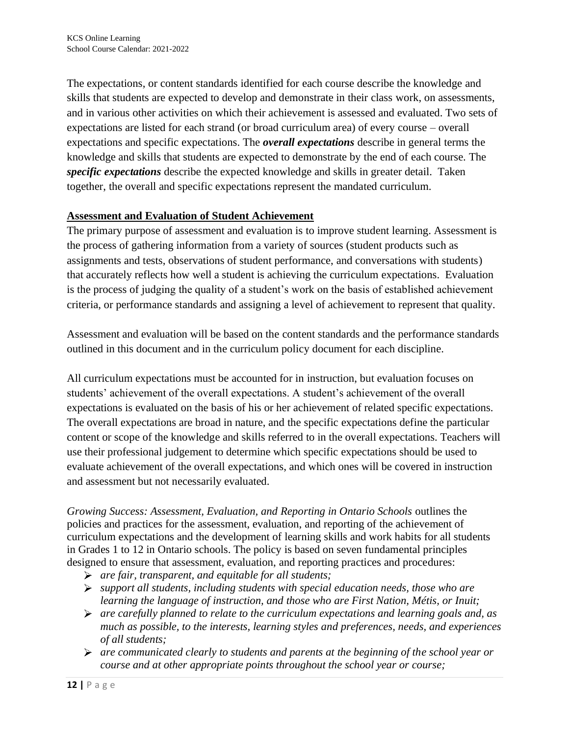The expectations, or content standards identified for each course describe the knowledge and skills that students are expected to develop and demonstrate in their class work, on assessments, and in various other activities on which their achievement is assessed and evaluated. Two sets of expectations are listed for each strand (or broad curriculum area) of every course – overall expectations and specific expectations. The ***overall expectations*** describe in general terms the knowledge and skills that students are expected to demonstrate by the end of each course. The ***specific expectations*** describe the expected knowledge and skills in greater detail. Taken together, the overall and specific expectations represent the mandated curriculum.

## Assessment and Evaluation of Student Achievement

The primary purpose of assessment and evaluation is to improve student learning. Assessment is the process of gathering information from a variety of sources (student products such as assignments and tests, observations of student performance, and conversations with students) that accurately reflects how well a student is achieving the curriculum expectations. Evaluation is the process of judging the quality of a student's work on the basis of established achievement criteria, or performance standards and assigning a level of achievement to represent that quality.

Assessment and evaluation will be based on the content standards and the performance standards outlined in this document and in the curriculum policy document for each discipline.

All curriculum expectations must be accounted for in instruction, but evaluation focuses on students' achievement of the overall expectations. A student's achievement of the overall expectations is evaluated on the basis of his or her achievement of related specific expectations. The overall expectations are broad in nature, and the specific expectations define the particular content or scope of the knowledge and skills referred to in the overall expectations. Teachers will use their professional judgement to determine which specific expectations should be used to evaluate achievement of the overall expectations, and which ones will be covered in instruction and assessment but not necessarily evaluated.

*Growing Success: Assessment, Evaluation, and Reporting in Ontario Schools* outlines the policies and practices for the assessment, evaluation, and reporting of the achievement of curriculum expectations and the development of learning skills and work habits for all students in Grades 1 to 12 in Ontario schools. The policy is based on seven fundamental principles designed to ensure that assessment, evaluation, and reporting practices and procedures:

- *are fair, transparent, and equitable for all students;*
- *support all students, including students with special education needs, those who are learning the language of instruction, and those who are First Nation, Métis, or Inuit;*
- *are carefully planned to relate to the curriculum expectations and learning goals and, as much as possible, to the interests, learning styles and preferences, needs, and experiences of all students;*
- *are communicated clearly to students and parents at the beginning of the school year or course and at other appropriate points throughout the school year or course;*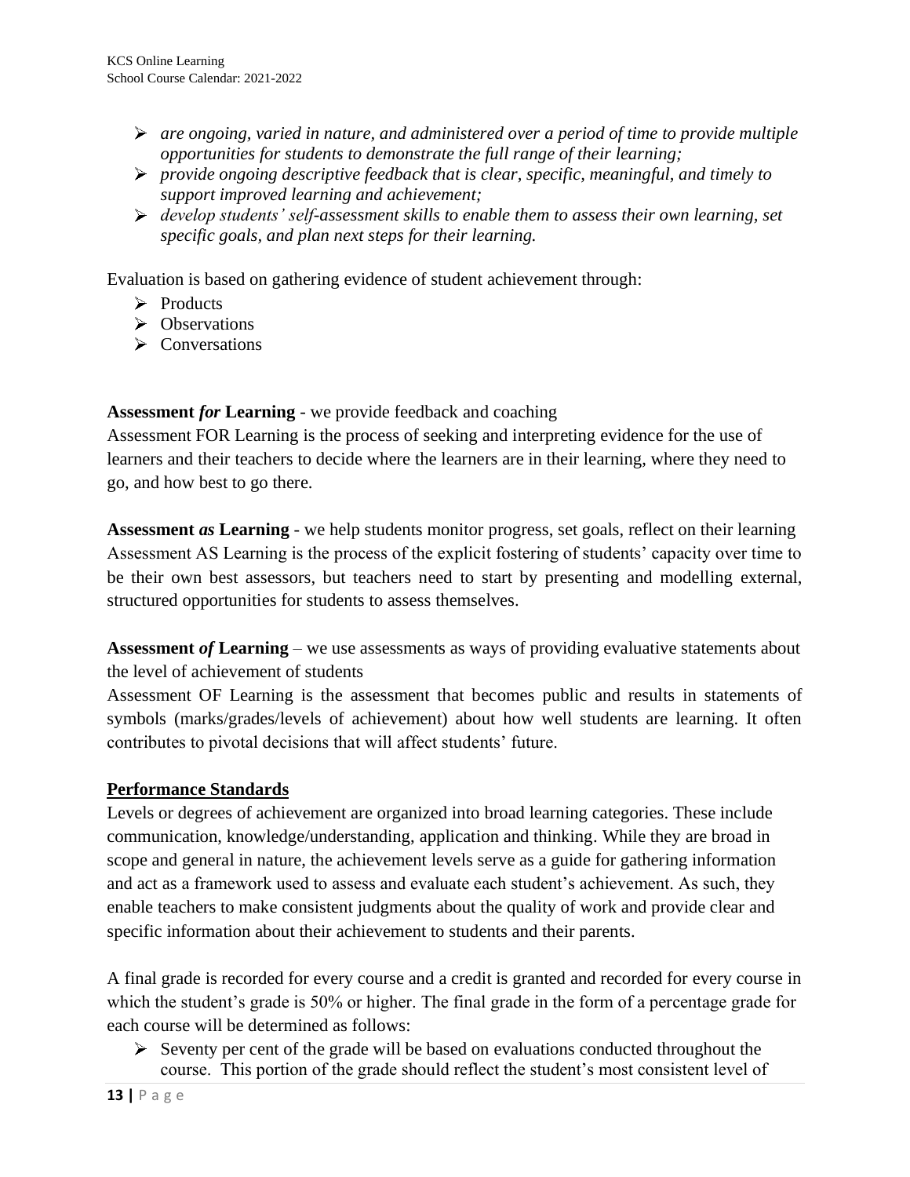- *are ongoing, varied in nature, and administered over a period of time to provide multiple opportunities for students to demonstrate the full range of their learning;*
- *provide ongoing descriptive feedback that is clear, specific, meaningful, and timely to support improved learning and achievement;*
- *develop students' self-assessment skills to enable them to assess their own learning, set specific goals, and plan next steps for their learning.*

Evaluation is based on gathering evidence of student achievement through:

- Products
- Observations
- Conversations

**Assessment *for* Learning** - we provide feedback and coaching
Assessment FOR Learning is the process of seeking and interpreting evidence for the use of learners and their teachers to decide where the learners are in their learning, where they need to go, and how best to go there.

**Assessment *as* Learning** - we help students monitor progress, set goals, reflect on their learning
Assessment AS Learning is the process of the explicit fostering of students' capacity over time to be their own best assessors, but teachers need to start by presenting and modelling external, structured opportunities for students to assess themselves.

**Assessment *of* Learning** – we use assessments as ways of providing evaluative statements about the level of achievement of students
Assessment OF Learning is the assessment that becomes public and results in statements of symbols (marks/grades/levels of achievement) about how well students are learning. It often contributes to pivotal decisions that will affect students' future.

## Performance Standards

Levels or degrees of achievement are organized into broad learning categories. These include communication, knowledge/understanding, application and thinking. While they are broad in scope and general in nature, the achievement levels serve as a guide for gathering information and act as a framework used to assess and evaluate each student's achievement. As such, they enable teachers to make consistent judgments about the quality of work and provide clear and specific information about their achievement to students and their parents.

A final grade is recorded for every course and a credit is granted and recorded for every course in which the student's grade is 50% or higher. The final grade in the form of a percentage grade for each course will be determined as follows:

- Seventy per cent of the grade will be based on evaluations conducted throughout the course. This portion of the grade should reflect the student's most consistent level of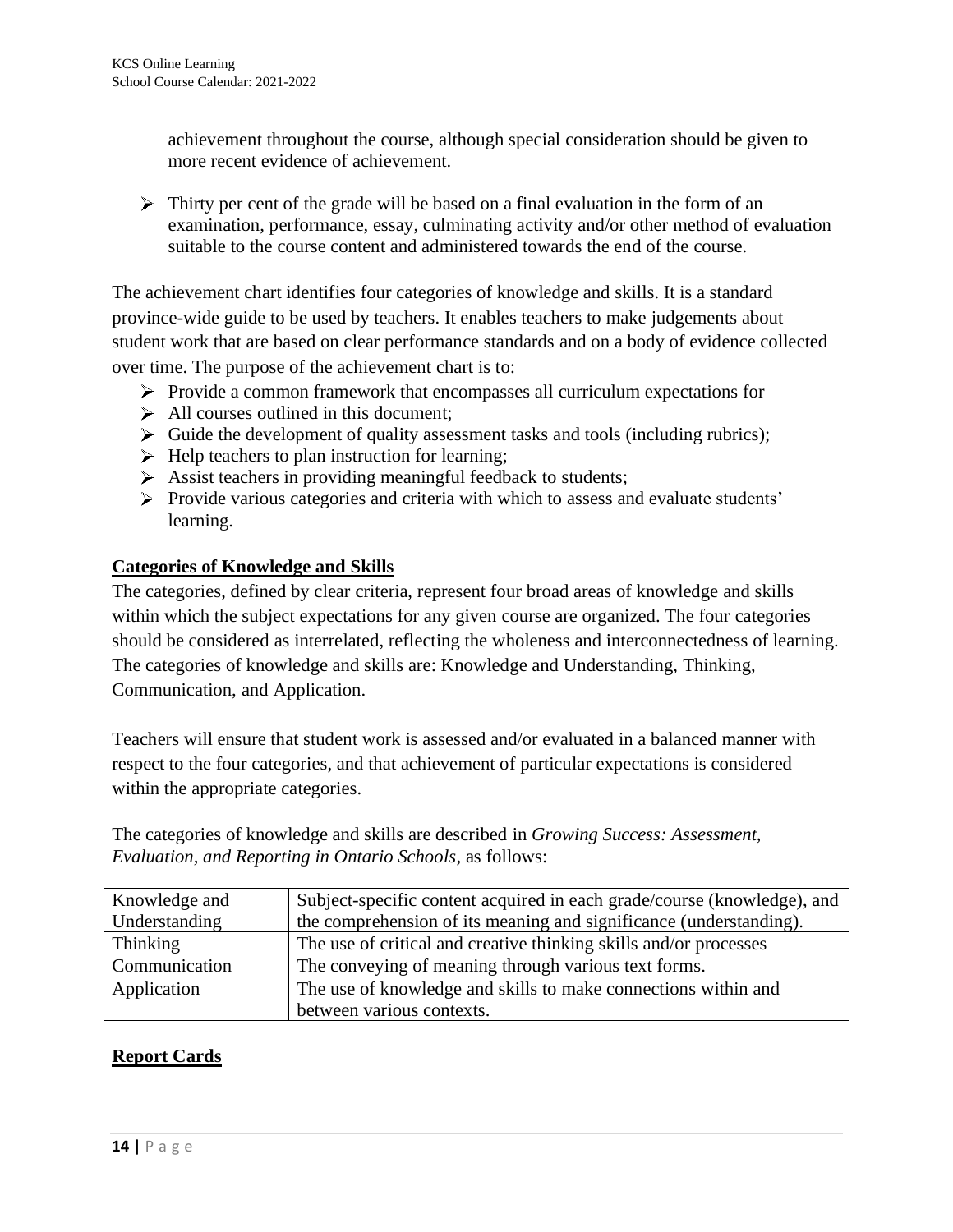achievement throughout the course, although special consideration should be given to more recent evidence of achievement.

- Thirty per cent of the grade will be based on a final evaluation in the form of an examination, performance, essay, culminating activity and/or other method of evaluation suitable to the course content and administered towards the end of the course.

The achievement chart identifies four categories of knowledge and skills. It is a standard province-wide guide to be used by teachers. It enables teachers to make judgements about student work that are based on clear performance standards and on a body of evidence collected over time. The purpose of the achievement chart is to:

- Provide a common framework that encompasses all curriculum expectations for
- All courses outlined in this document;
- Guide the development of quality assessment tasks and tools (including rubrics);
- Help teachers to plan instruction for learning;
- Assist teachers in providing meaningful feedback to students;
- Provide various categories and criteria with which to assess and evaluate students' learning.

## Categories of Knowledge and Skills

The categories, defined by clear criteria, represent four broad areas of knowledge and skills within which the subject expectations for any given course are organized. The four categories should be considered as interrelated, reflecting the wholeness and interconnectedness of learning. The categories of knowledge and skills are: Knowledge and Understanding, Thinking, Communication, and Application.

Teachers will ensure that student work is assessed and/or evaluated in a balanced manner with respect to the four categories, and that achievement of particular expectations is considered within the appropriate categories.

The categories of knowledge and skills are described in *Growing Success: Assessment, Evaluation, and Reporting in Ontario Schools*, as follows:

| Knowledge and Understanding | Subject-specific content acquired in each grade/course (knowledge), and the comprehension of its meaning and significance (understanding). |
|---|---|
| Thinking | The use of critical and creative thinking skills and/or processes |
| Communication | The conveying of meaning through various text forms. |
| Application | The use of knowledge and skills to make connections within and between various contexts. |

## Report Cards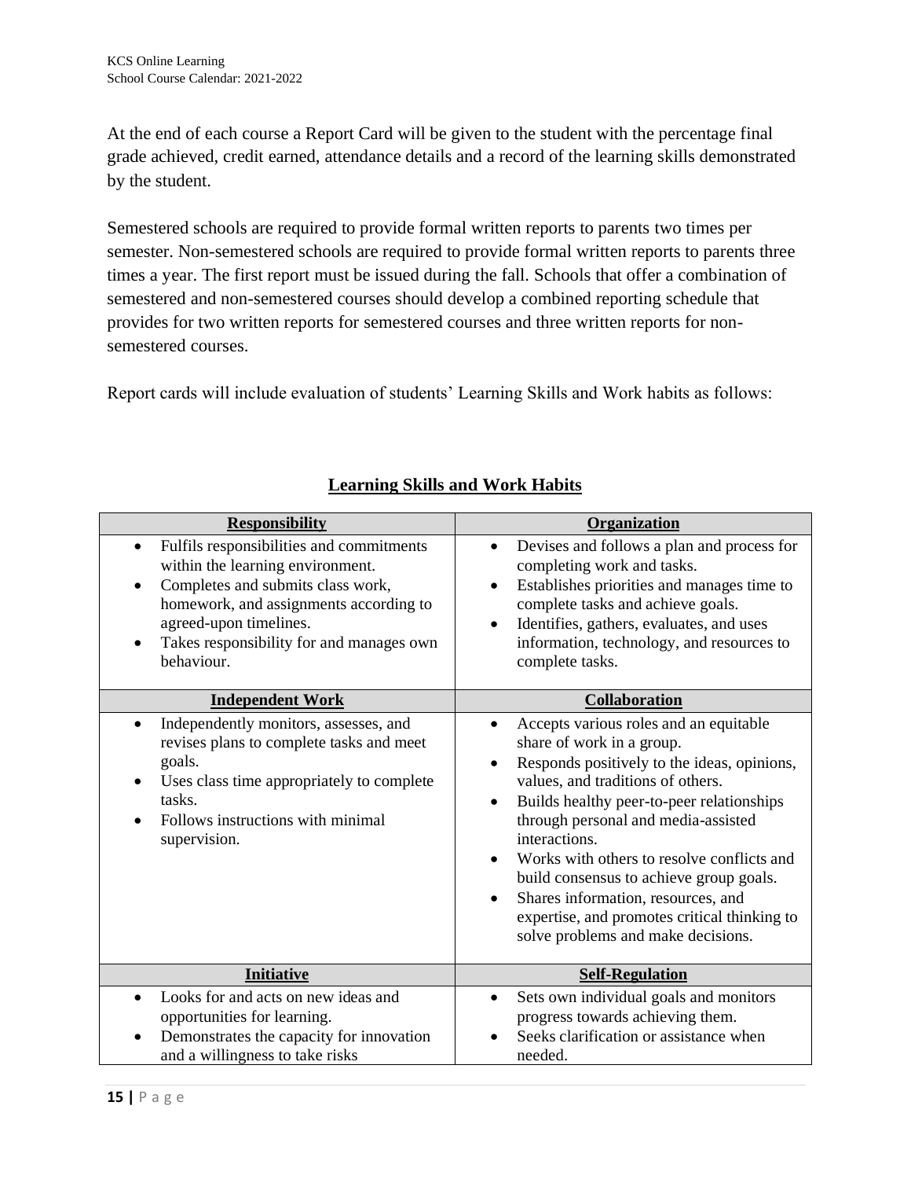At the end of each course a Report Card will be given to the student with the percentage final grade achieved, credit earned, attendance details and a record of the learning skills demonstrated by the student.

Semestered schools are required to provide formal written reports to parents two times per semester. Non-semestered schools are required to provide formal written reports to parents three times a year. The first report must be issued during the fall. Schools that offer a combination of semestered and non-semestered courses should develop a combined reporting schedule that provides for two written reports for semestered courses and three written reports for non-semestered courses.

Report cards will include evaluation of students' Learning Skills and Work habits as follows:

## Learning Skills and Work Habits

| **Responsibility** | **Organization** |
|---|---|
| • Fulfils responsibilities and commitments within the learning environment.<br>• Completes and submits class work, homework, and assignments according to agreed-upon timelines.<br>• Takes responsibility for and manages own behaviour. | • Devises and follows a plan and process for completing work and tasks.<br>• Establishes priorities and manages time to complete tasks and achieve goals.<br>• Identifies, gathers, evaluates, and uses information, technology, and resources to complete tasks. |
| **Independent Work** | **Collaboration** |
| • Independently monitors, assesses, and revises plans to complete tasks and meet goals.<br>• Uses class time appropriately to complete tasks.<br>• Follows instructions with minimal supervision. | • Accepts various roles and an equitable share of work in a group.<br>• Responds positively to the ideas, opinions, values, and traditions of others.<br>• Builds healthy peer-to-peer relationships through personal and media-assisted interactions.<br>• Works with others to resolve conflicts and build consensus to achieve group goals.<br>• Shares information, resources, and expertise, and promotes critical thinking to solve problems and make decisions. |
| **Initiative** | **Self-Regulation** |
| • Looks for and acts on new ideas and opportunities for learning.<br>• Demonstrates the capacity for innovation and a willingness to take risks | • Sets own individual goals and monitors progress towards achieving them.<br>• Seeks clarification or assistance when needed. |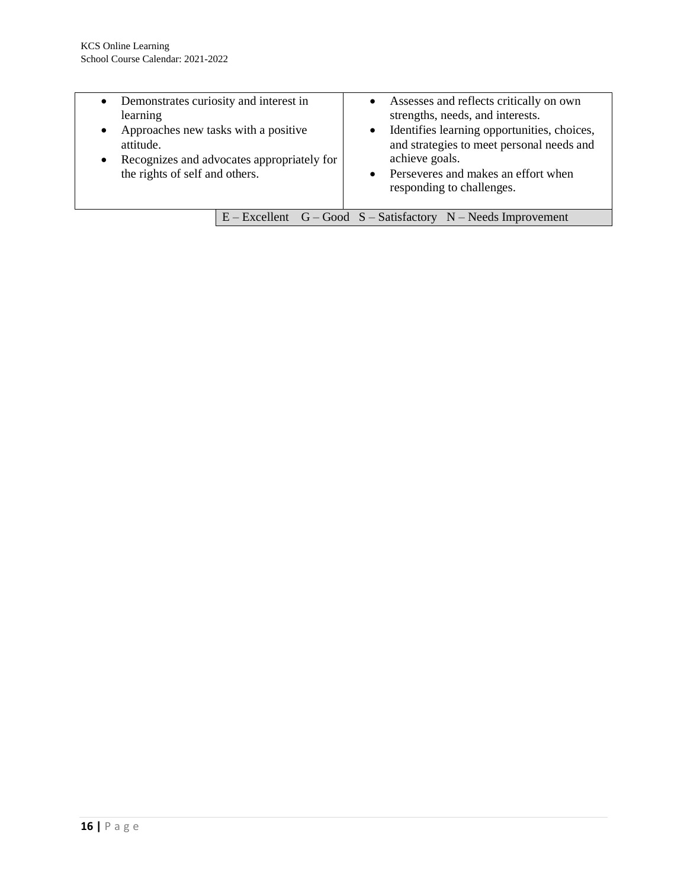| | |
|---|---|
| • Demonstrates curiosity and interest in learning<br>• Approaches new tasks with a positive attitude.<br>• Recognizes and advocates appropriately for the rights of self and others. | • Assesses and reflects critically on own strengths, needs, and interests.<br>• Identifies learning opportunities, choices, and strategies to meet personal needs and achieve goals.<br>• Perseveres and makes an effort when responding to challenges. |

E – Excellent G – Good S – Satisfactory N – Needs Improvement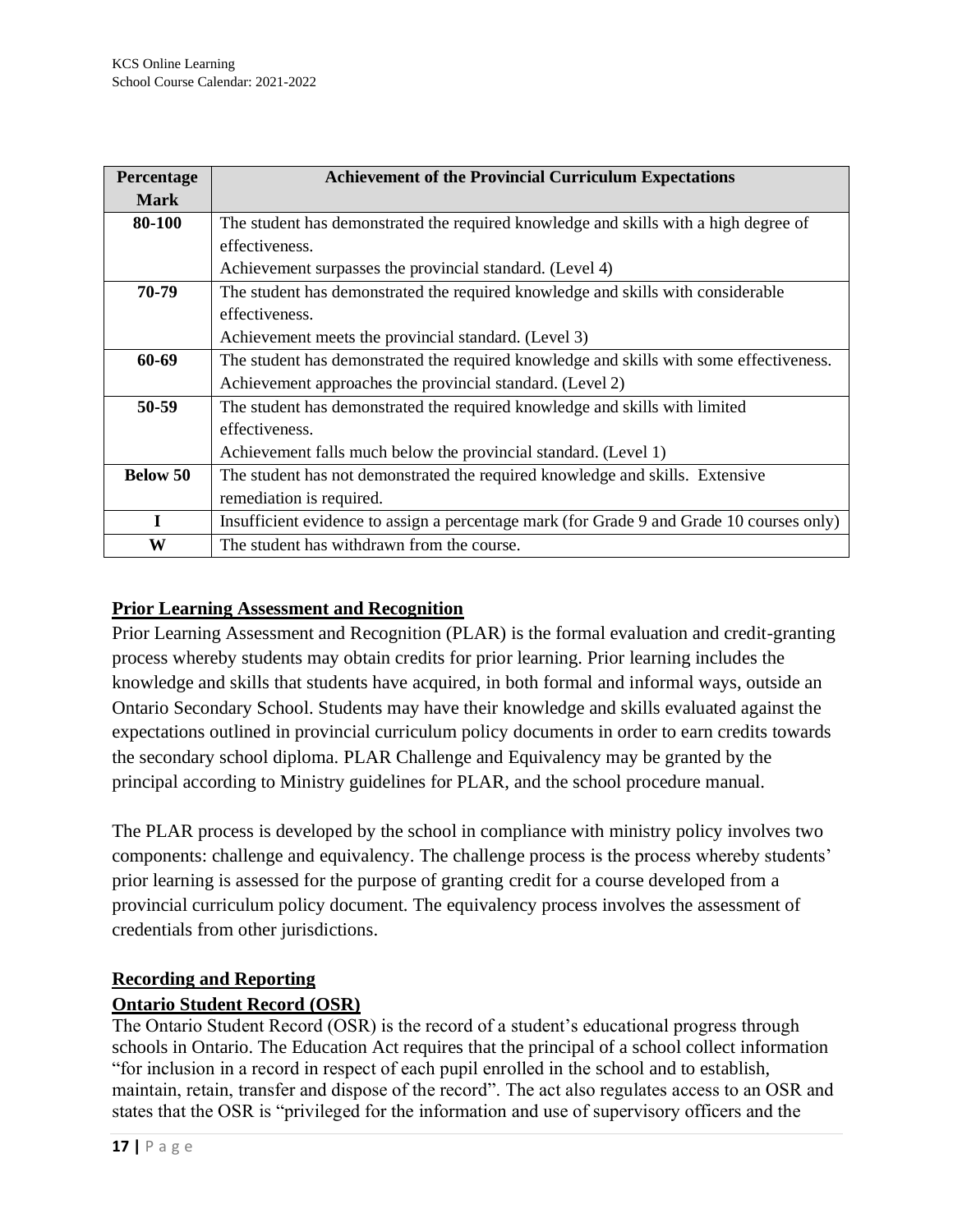| Percentage Mark | Achievement of the Provincial Curriculum Expectations |
| --- | --- |
| **80-100** | The student has demonstrated the required knowledge and skills with a high degree of effectiveness. Achievement surpasses the provincial standard. (Level 4) |
| **70-79** | The student has demonstrated the required knowledge and skills with considerable effectiveness. Achievement meets the provincial standard. (Level 3) |
| **60-69** | The student has demonstrated the required knowledge and skills with some effectiveness. Achievement approaches the provincial standard. (Level 2) |
| **50-59** | The student has demonstrated the required knowledge and skills with limited effectiveness. Achievement falls much below the provincial standard. (Level 1) |
| **Below 50** | The student has not demonstrated the required knowledge and skills. Extensive remediation is required. |
| **I** | Insufficient evidence to assign a percentage mark (for Grade 9 and Grade 10 courses only) |
| **W** | The student has withdrawn from the course. |

## Prior Learning Assessment and Recognition

Prior Learning Assessment and Recognition (PLAR) is the formal evaluation and credit-granting process whereby students may obtain credits for prior learning. Prior learning includes the knowledge and skills that students have acquired, in both formal and informal ways, outside an Ontario Secondary School. Students may have their knowledge and skills evaluated against the expectations outlined in provincial curriculum policy documents in order to earn credits towards the secondary school diploma. PLAR Challenge and Equivalency may be granted by the principal according to Ministry guidelines for PLAR, and the school procedure manual.

The PLAR process is developed by the school in compliance with ministry policy involves two components: challenge and equivalency. The challenge process is the process whereby students' prior learning is assessed for the purpose of granting credit for a course developed from a provincial curriculum policy document. The equivalency process involves the assessment of credentials from other jurisdictions.

## Recording and Reporting

### Ontario Student Record (OSR)

The Ontario Student Record (OSR) is the record of a student's educational progress through schools in Ontario. The Education Act requires that the principal of a school collect information "for inclusion in a record in respect of each pupil enrolled in the school and to establish, maintain, retain, transfer and dispose of the record". The act also regulates access to an OSR and states that the OSR is "privileged for the information and use of supervisory officers and the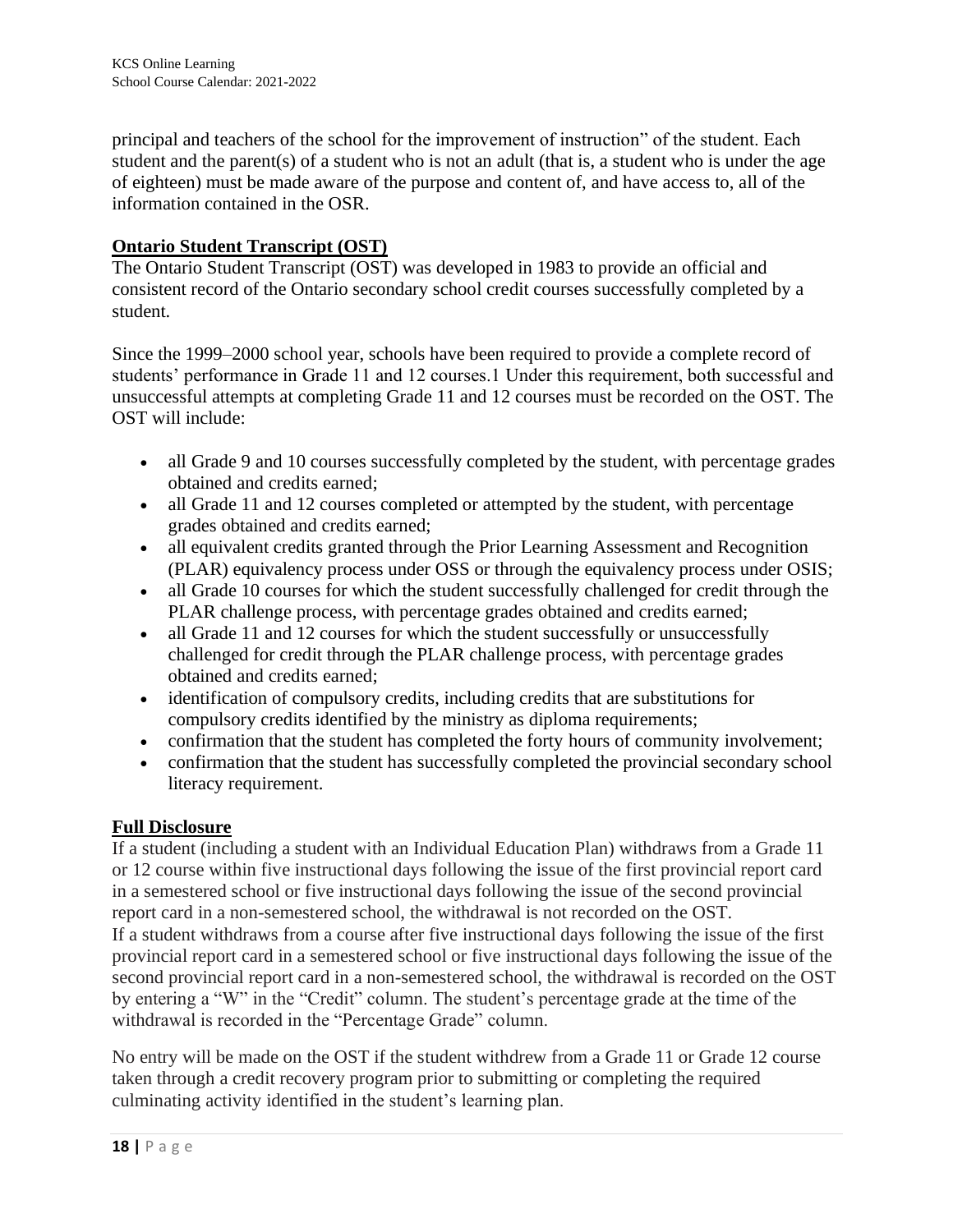principal and teachers of the school for the improvement of instruction" of the student. Each student and the parent(s) of a student who is not an adult (that is, a student who is under the age of eighteen) must be made aware of the purpose and content of, and have access to, all of the information contained in the OSR.

## Ontario Student Transcript (OST)

The Ontario Student Transcript (OST) was developed in 1983 to provide an official and consistent record of the Ontario secondary school credit courses successfully completed by a student.

Since the 1999–2000 school year, schools have been required to provide a complete record of students' performance in Grade 11 and 12 courses.1 Under this requirement, both successful and unsuccessful attempts at completing Grade 11 and 12 courses must be recorded on the OST. The OST will include:

- all Grade 9 and 10 courses successfully completed by the student, with percentage grades obtained and credits earned;
- all Grade 11 and 12 courses completed or attempted by the student, with percentage grades obtained and credits earned;
- all equivalent credits granted through the Prior Learning Assessment and Recognition (PLAR) equivalency process under OSS or through the equivalency process under OSIS;
- all Grade 10 courses for which the student successfully challenged for credit through the PLAR challenge process, with percentage grades obtained and credits earned;
- all Grade 11 and 12 courses for which the student successfully or unsuccessfully challenged for credit through the PLAR challenge process, with percentage grades obtained and credits earned;
- identification of compulsory credits, including credits that are substitutions for compulsory credits identified by the ministry as diploma requirements;
- confirmation that the student has completed the forty hours of community involvement;
- confirmation that the student has successfully completed the provincial secondary school literacy requirement.

## Full Disclosure

If a student (including a student with an Individual Education Plan) withdraws from a Grade 11 or 12 course within five instructional days following the issue of the first provincial report card in a semestered school or five instructional days following the issue of the second provincial report card in a non-semestered school, the withdrawal is not recorded on the OST.
If a student withdraws from a course after five instructional days following the issue of the first provincial report card in a semestered school or five instructional days following the issue of the second provincial report card in a non-semestered school, the withdrawal is recorded on the OST by entering a "W" in the "Credit" column. The student's percentage grade at the time of the withdrawal is recorded in the "Percentage Grade" column.

No entry will be made on the OST if the student withdrew from a Grade 11 or Grade 12 course taken through a credit recovery program prior to submitting or completing the required culminating activity identified in the student's learning plan.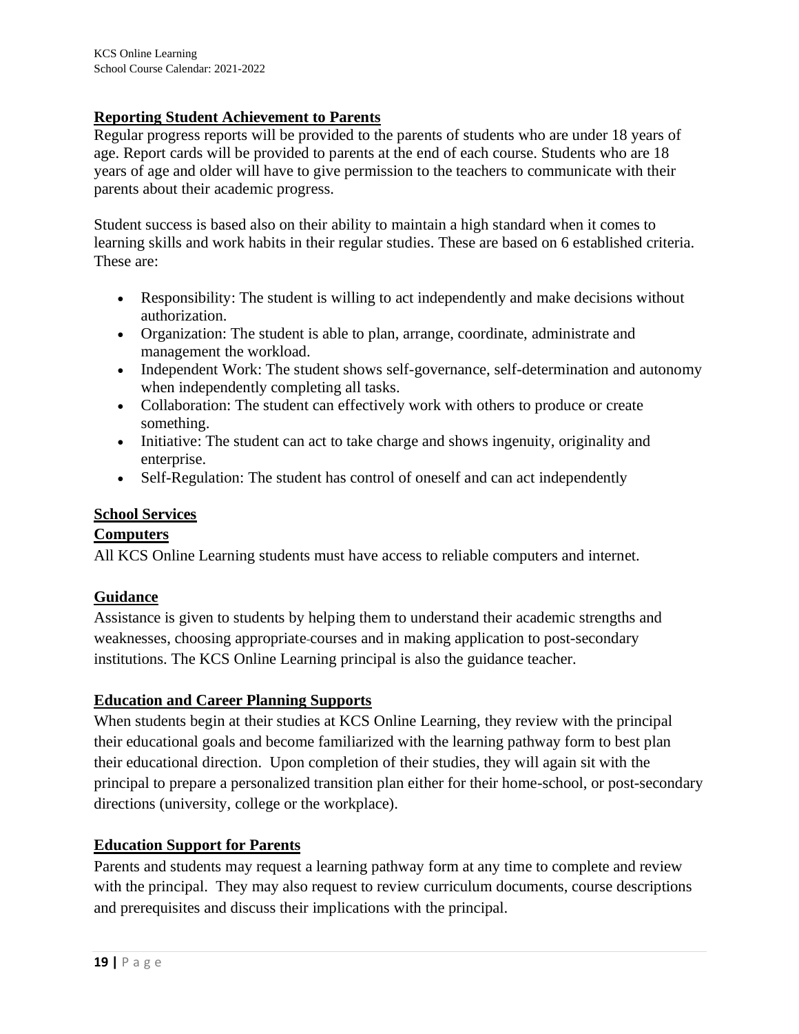## Reporting Student Achievement to Parents

Regular progress reports will be provided to the parents of students who are under 18 years of age. Report cards will be provided to parents at the end of each course. Students who are 18 years of age and older will have to give permission to the teachers to communicate with their parents about their academic progress.

Student success is based also on their ability to maintain a high standard when it comes to learning skills and work habits in their regular studies. These are based on 6 established criteria. These are:

- Responsibility: The student is willing to act independently and make decisions without authorization.
- Organization: The student is able to plan, arrange, coordinate, administrate and management the workload.
- Independent Work: The student shows self-governance, self-determination and autonomy when independently completing all tasks.
- Collaboration: The student can effectively work with others to produce or create something.
- Initiative: The student can act to take charge and shows ingenuity, originality and enterprise.
- Self-Regulation: The student has control of oneself and can act independently

## School Services

### Computers

All KCS Online Learning students must have access to reliable computers and internet.

### Guidance

Assistance is given to students by helping them to understand their academic strengths and weaknesses, choosing appropriate courses and in making application to post-secondary institutions. The KCS Online Learning principal is also the guidance teacher.

### Education and Career Planning Supports

When students begin at their studies at KCS Online Learning, they review with the principal their educational goals and become familiarized with the learning pathway form to best plan their educational direction. Upon completion of their studies, they will again sit with the principal to prepare a personalized transition plan either for their home-school, or post-secondary directions (university, college or the workplace).

### Education Support for Parents

Parents and students may request a learning pathway form at any time to complete and review with the principal. They may also request to review curriculum documents, course descriptions and prerequisites and discuss their implications with the principal.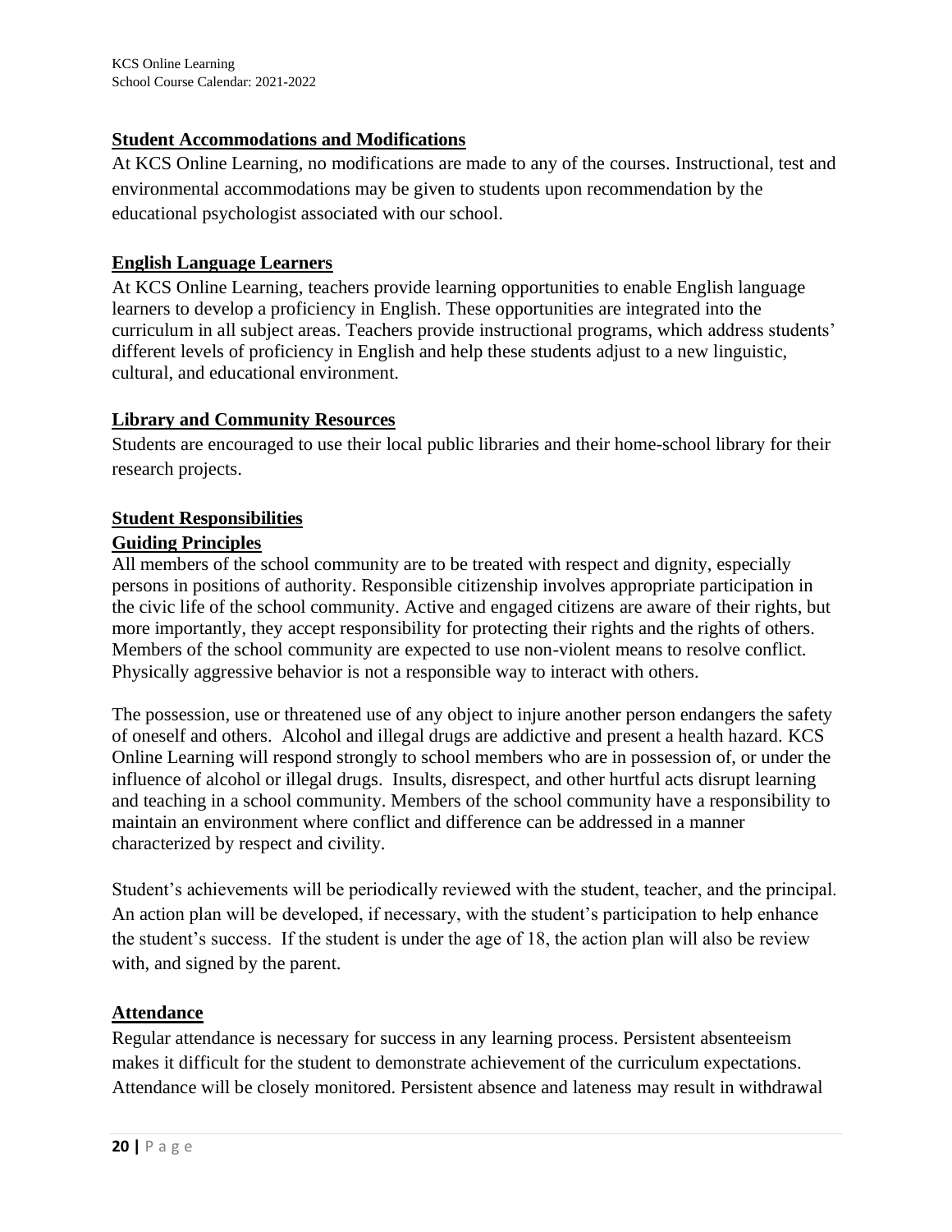## Student Accommodations and Modifications

At KCS Online Learning, no modifications are made to any of the courses. Instructional, test and environmental accommodations may be given to students upon recommendation by the educational psychologist associated with our school.

## English Language Learners

At KCS Online Learning, teachers provide learning opportunities to enable English language learners to develop a proficiency in English. These opportunities are integrated into the curriculum in all subject areas. Teachers provide instructional programs, which address students' different levels of proficiency in English and help these students adjust to a new linguistic, cultural, and educational environment.

## Library and Community Resources

Students are encouraged to use their local public libraries and their home-school library for their research projects.

## Student Responsibilities

### Guiding Principles

All members of the school community are to be treated with respect and dignity, especially persons in positions of authority. Responsible citizenship involves appropriate participation in the civic life of the school community. Active and engaged citizens are aware of their rights, but more importantly, they accept responsibility for protecting their rights and the rights of others. Members of the school community are expected to use non-violent means to resolve conflict. Physically aggressive behavior is not a responsible way to interact with others.

The possession, use or threatened use of any object to injure another person endangers the safety of oneself and others. Alcohol and illegal drugs are addictive and present a health hazard. KCS Online Learning will respond strongly to school members who are in possession of, or under the influence of alcohol or illegal drugs. Insults, disrespect, and other hurtful acts disrupt learning and teaching in a school community. Members of the school community have a responsibility to maintain an environment where conflict and difference can be addressed in a manner characterized by respect and civility.

Student's achievements will be periodically reviewed with the student, teacher, and the principal. An action plan will be developed, if necessary, with the student's participation to help enhance the student's success. If the student is under the age of 18, the action plan will also be review with, and signed by the parent.

## Attendance

Regular attendance is necessary for success in any learning process. Persistent absenteeism makes it difficult for the student to demonstrate achievement of the curriculum expectations. Attendance will be closely monitored. Persistent absence and lateness may result in withdrawal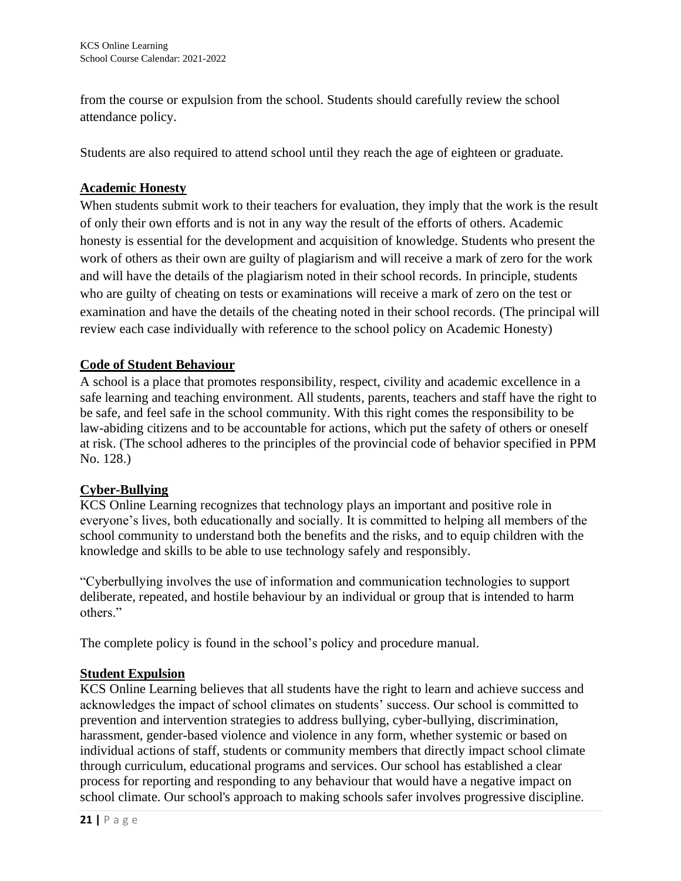from the course or expulsion from the school. Students should carefully review the school attendance policy.

Students are also required to attend school until they reach the age of eighteen or graduate.

## Academic Honesty

When students submit work to their teachers for evaluation, they imply that the work is the result of only their own efforts and is not in any way the result of the efforts of others. Academic honesty is essential for the development and acquisition of knowledge. Students who present the work of others as their own are guilty of plagiarism and will receive a mark of zero for the work and will have the details of the plagiarism noted in their school records. In principle, students who are guilty of cheating on tests or examinations will receive a mark of zero on the test or examination and have the details of the cheating noted in their school records. (The principal will review each case individually with reference to the school policy on Academic Honesty)

## Code of Student Behaviour

A school is a place that promotes responsibility, respect, civility and academic excellence in a safe learning and teaching environment. All students, parents, teachers and staff have the right to be safe, and feel safe in the school community. With this right comes the responsibility to be law-abiding citizens and to be accountable for actions, which put the safety of others or oneself at risk. (The school adheres to the principles of the provincial code of behavior specified in PPM No. 128.)

## Cyber-Bullying

KCS Online Learning recognizes that technology plays an important and positive role in everyone's lives, both educationally and socially. It is committed to helping all members of the school community to understand both the benefits and the risks, and to equip children with the knowledge and skills to be able to use technology safely and responsibly.

"Cyberbullying involves the use of information and communication technologies to support deliberate, repeated, and hostile behaviour by an individual or group that is intended to harm others."

The complete policy is found in the school's policy and procedure manual.

## Student Expulsion

KCS Online Learning believes that all students have the right to learn and achieve success and acknowledges the impact of school climates on students' success. Our school is committed to prevention and intervention strategies to address bullying, cyber-bullying, discrimination, harassment, gender-based violence and violence in any form, whether systemic or based on individual actions of staff, students or community members that directly impact school climate through curriculum, educational programs and services. Our school has established a clear process for reporting and responding to any behaviour that would have a negative impact on school climate. Our school's approach to making schools safer involves progressive discipline.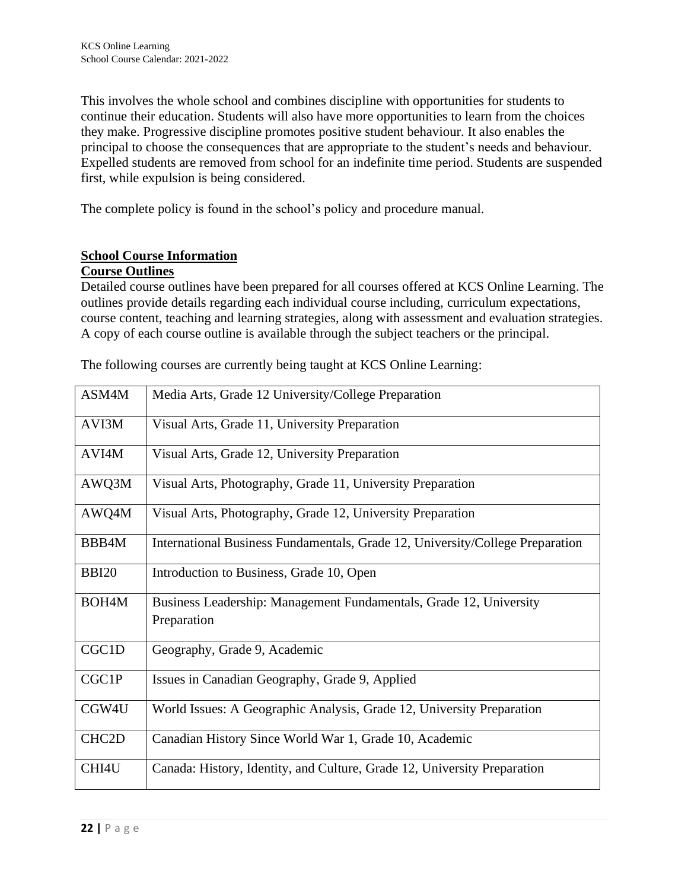This involves the whole school and combines discipline with opportunities for students to continue their education. Students will also have more opportunities to learn from the choices they make. Progressive discipline promotes positive student behaviour. It also enables the principal to choose the consequences that are appropriate to the student's needs and behaviour. Expelled students are removed from school for an indefinite time period. Students are suspended first, while expulsion is being considered.

The complete policy is found in the school's policy and procedure manual.

## School Course Information

### Course Outlines

Detailed course outlines have been prepared for all courses offered at KCS Online Learning. The outlines provide details regarding each individual course including, curriculum expectations, course content, teaching and learning strategies, along with assessment and evaluation strategies. A copy of each course outline is available through the subject teachers or the principal.

The following courses are currently being taught at KCS Online Learning:

| | |
|---|---|
| ASM4M | Media Arts, Grade 12 University/College Preparation |
| AVI3M | Visual Arts, Grade 11, University Preparation |
| AVI4M | Visual Arts, Grade 12, University Preparation |
| AWQ3M | Visual Arts, Photography, Grade 11, University Preparation |
| AWQ4M | Visual Arts, Photography, Grade 12, University Preparation |
| BBB4M | International Business Fundamentals, Grade 12, University/College Preparation |
| BBI20 | Introduction to Business, Grade 10, Open |
| BOH4M | Business Leadership: Management Fundamentals, Grade 12, University Preparation |
| CGC1D | Geography, Grade 9, Academic |
| CGC1P | Issues in Canadian Geography, Grade 9, Applied |
| CGW4U | World Issues: A Geographic Analysis, Grade 12, University Preparation |
| CHC2D | Canadian History Since World War 1, Grade 10, Academic |
| CHI4U | Canada: History, Identity, and Culture, Grade 12, University Preparation |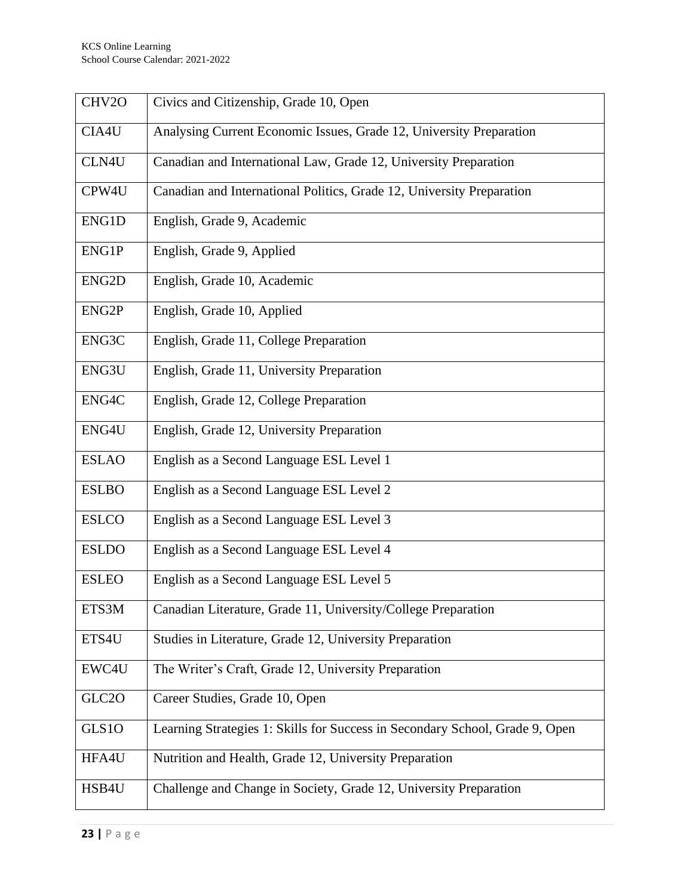| | |
|---|---|
| CHV2O | Civics and Citizenship, Grade 10, Open |
| CIA4U | Analysing Current Economic Issues, Grade 12, University Preparation |
| CLN4U | Canadian and International Law, Grade 12, University Preparation |
| CPW4U | Canadian and International Politics, Grade 12, University Preparation |
| ENG1D | English, Grade 9, Academic |
| ENG1P | English, Grade 9, Applied |
| ENG2D | English, Grade 10, Academic |
| ENG2P | English, Grade 10, Applied |
| ENG3C | English, Grade 11, College Preparation |
| ENG3U | English, Grade 11, University Preparation |
| ENG4C | English, Grade 12, College Preparation |
| ENG4U | English, Grade 12, University Preparation |
| ESLAO | English as a Second Language ESL Level 1 |
| ESLBO | English as a Second Language ESL Level 2 |
| ESLCO | English as a Second Language ESL Level 3 |
| ESLDO | English as a Second Language ESL Level 4 |
| ESLEO | English as a Second Language ESL Level 5 |
| ETS3M | Canadian Literature, Grade 11, University/College Preparation |
| ETS4U | Studies in Literature, Grade 12, University Preparation |
| EWC4U | The Writer's Craft, Grade 12, University Preparation |
| GLC2O | Career Studies, Grade 10, Open |
| GLS1O | Learning Strategies 1: Skills for Success in Secondary School, Grade 9, Open |
| HFA4U | Nutrition and Health, Grade 12, University Preparation |
| HSB4U | Challenge and Change in Society, Grade 12, University Preparation |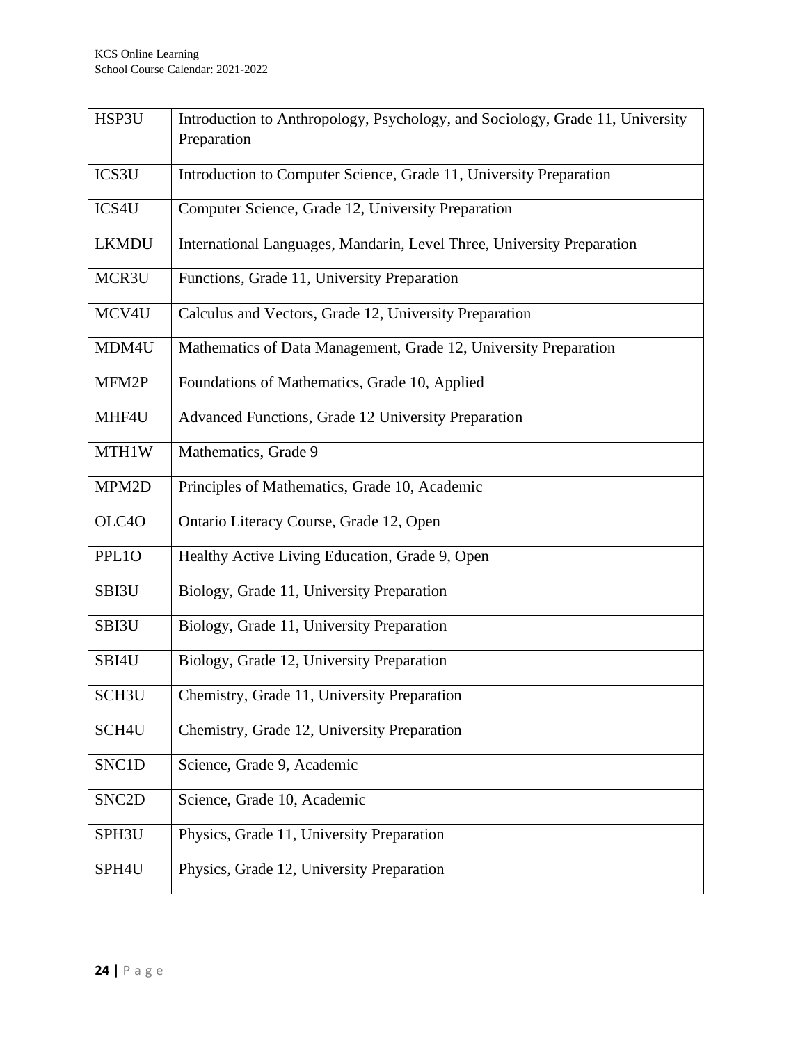| HSP3U | Introduction to Anthropology, Psychology, and Sociology, Grade 11, University Preparation |
|---|---|
| ICS3U | Introduction to Computer Science, Grade 11, University Preparation |
| ICS4U | Computer Science, Grade 12, University Preparation |
| LKMDU | International Languages, Mandarin, Level Three, University Preparation |
| MCR3U | Functions, Grade 11, University Preparation |
| MCV4U | Calculus and Vectors, Grade 12, University Preparation |
| MDM4U | Mathematics of Data Management, Grade 12, University Preparation |
| MFM2P | Foundations of Mathematics, Grade 10, Applied |
| MHF4U | Advanced Functions, Grade 12 University Preparation |
| MTH1W | Mathematics, Grade 9 |
| MPM2D | Principles of Mathematics, Grade 10, Academic |
| OLC4O | Ontario Literacy Course, Grade 12, Open |
| PPL1O | Healthy Active Living Education, Grade 9, Open |
| SBI3U | Biology, Grade 11, University Preparation |
| SBI3U | Biology, Grade 11, University Preparation |
| SBI4U | Biology, Grade 12, University Preparation |
| SCH3U | Chemistry, Grade 11, University Preparation |
| SCH4U | Chemistry, Grade 12, University Preparation |
| SNC1D | Science, Grade 9, Academic |
| SNC2D | Science, Grade 10, Academic |
| SPH3U | Physics, Grade 11, University Preparation |
| SPH4U | Physics, Grade 12, University Preparation |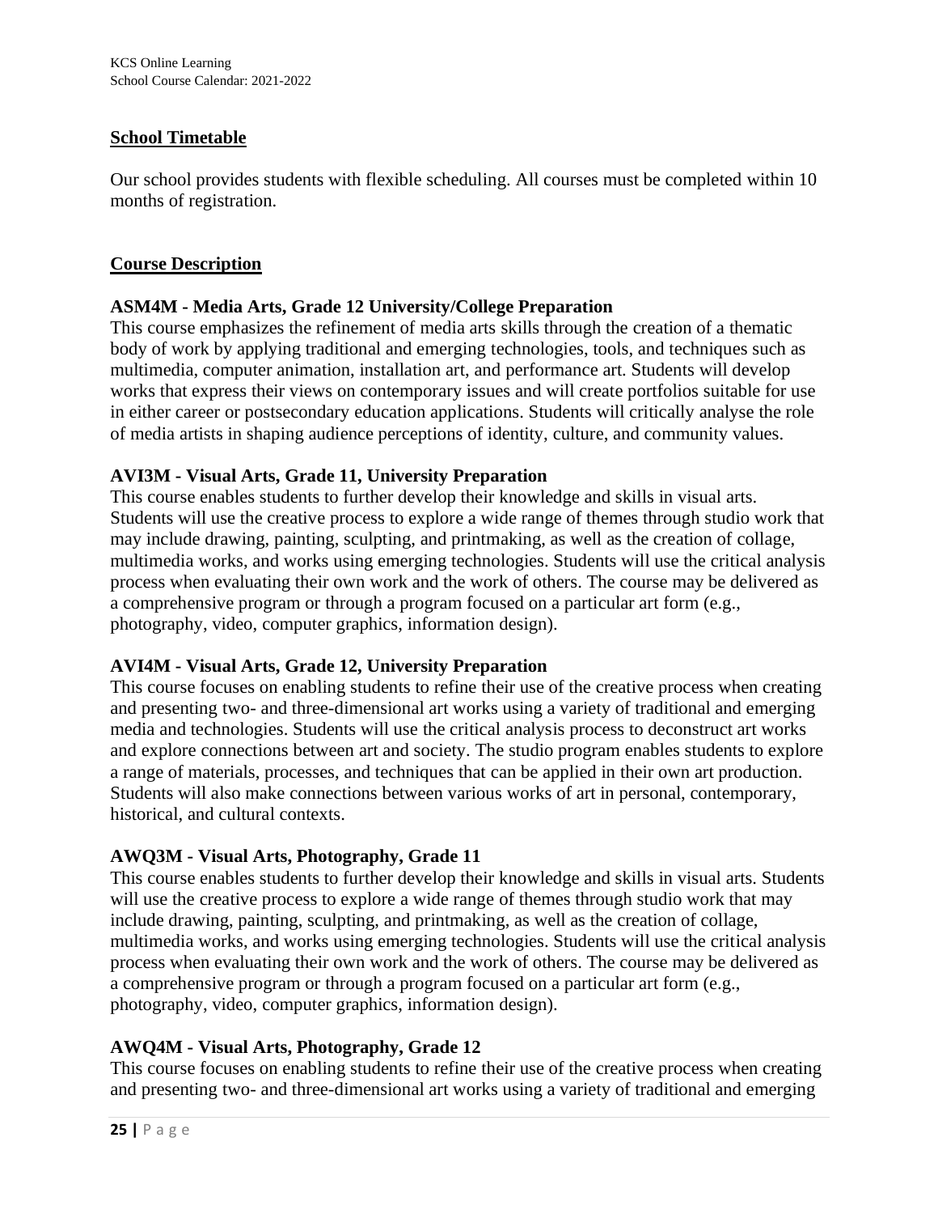## School Timetable

Our school provides students with flexible scheduling. All courses must be completed within 10 months of registration.

## Course Description

### ASM4M - Media Arts, Grade 12 University/College Preparation

This course emphasizes the refinement of media arts skills through the creation of a thematic body of work by applying traditional and emerging technologies, tools, and techniques such as multimedia, computer animation, installation art, and performance art. Students will develop works that express their views on contemporary issues and will create portfolios suitable for use in either career or postsecondary education applications. Students will critically analyse the role of media artists in shaping audience perceptions of identity, culture, and community values.

### AVI3M - Visual Arts, Grade 11, University Preparation

This course enables students to further develop their knowledge and skills in visual arts. Students will use the creative process to explore a wide range of themes through studio work that may include drawing, painting, sculpting, and printmaking, as well as the creation of collage, multimedia works, and works using emerging technologies. Students will use the critical analysis process when evaluating their own work and the work of others. The course may be delivered as a comprehensive program or through a program focused on a particular art form (e.g., photography, video, computer graphics, information design).

### AVI4M - Visual Arts, Grade 12, University Preparation

This course focuses on enabling students to refine their use of the creative process when creating and presenting two- and three-dimensional art works using a variety of traditional and emerging media and technologies. Students will use the critical analysis process to deconstruct art works and explore connections between art and society. The studio program enables students to explore a range of materials, processes, and techniques that can be applied in their own art production. Students will also make connections between various works of art in personal, contemporary, historical, and cultural contexts.

### AWQ3M - Visual Arts, Photography, Grade 11

This course enables students to further develop their knowledge and skills in visual arts. Students will use the creative process to explore a wide range of themes through studio work that may include drawing, painting, sculpting, and printmaking, as well as the creation of collage, multimedia works, and works using emerging technologies. Students will use the critical analysis process when evaluating their own work and the work of others. The course may be delivered as a comprehensive program or through a program focused on a particular art form (e.g., photography, video, computer graphics, information design).

### AWQ4M - Visual Arts, Photography, Grade 12

This course focuses on enabling students to refine their use of the creative process when creating and presenting two- and three-dimensional art works using a variety of traditional and emerging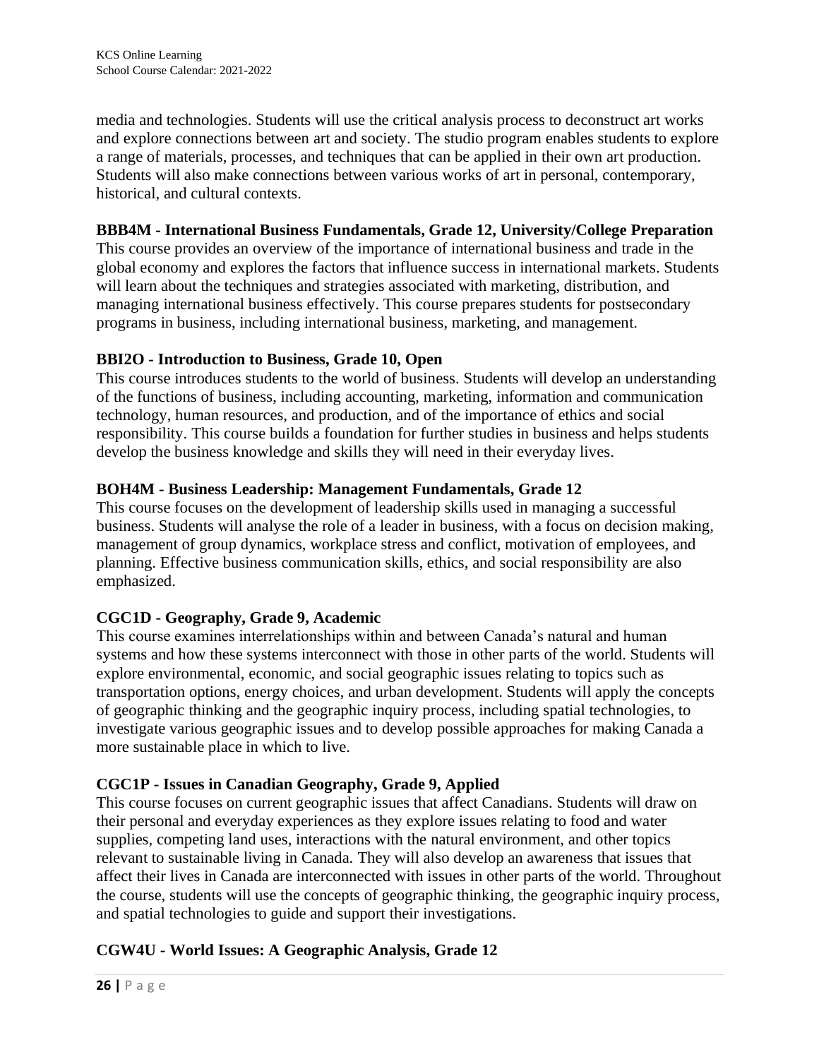media and technologies. Students will use the critical analysis process to deconstruct art works and explore connections between art and society. The studio program enables students to explore a range of materials, processes, and techniques that can be applied in their own art production. Students will also make connections between various works of art in personal, contemporary, historical, and cultural contexts.

**BBB4M - International Business Fundamentals, Grade 12, University/College Preparation**

This course provides an overview of the importance of international business and trade in the global economy and explores the factors that influence success in international markets. Students will learn about the techniques and strategies associated with marketing, distribution, and managing international business effectively. This course prepares students for postsecondary programs in business, including international business, marketing, and management.

**BBI2O - Introduction to Business, Grade 10, Open**

This course introduces students to the world of business. Students will develop an understanding of the functions of business, including accounting, marketing, information and communication technology, human resources, and production, and of the importance of ethics and social responsibility. This course builds a foundation for further studies in business and helps students develop the business knowledge and skills they will need in their everyday lives.

**BOH4M - Business Leadership: Management Fundamentals, Grade 12**

This course focuses on the development of leadership skills used in managing a successful business. Students will analyse the role of a leader in business, with a focus on decision making, management of group dynamics, workplace stress and conflict, motivation of employees, and planning. Effective business communication skills, ethics, and social responsibility are also emphasized.

**CGC1D - Geography, Grade 9, Academic**

This course examines interrelationships within and between Canada's natural and human systems and how these systems interconnect with those in other parts of the world. Students will explore environmental, economic, and social geographic issues relating to topics such as transportation options, energy choices, and urban development. Students will apply the concepts of geographic thinking and the geographic inquiry process, including spatial technologies, to investigate various geographic issues and to develop possible approaches for making Canada a more sustainable place in which to live.

**CGC1P - Issues in Canadian Geography, Grade 9, Applied**

This course focuses on current geographic issues that affect Canadians. Students will draw on their personal and everyday experiences as they explore issues relating to food and water supplies, competing land uses, interactions with the natural environment, and other topics relevant to sustainable living in Canada. They will also develop an awareness that issues that affect their lives in Canada are interconnected with issues in other parts of the world. Throughout the course, students will use the concepts of geographic thinking, the geographic inquiry process, and spatial technologies to guide and support their investigations.

**CGW4U - World Issues: A Geographic Analysis, Grade 12**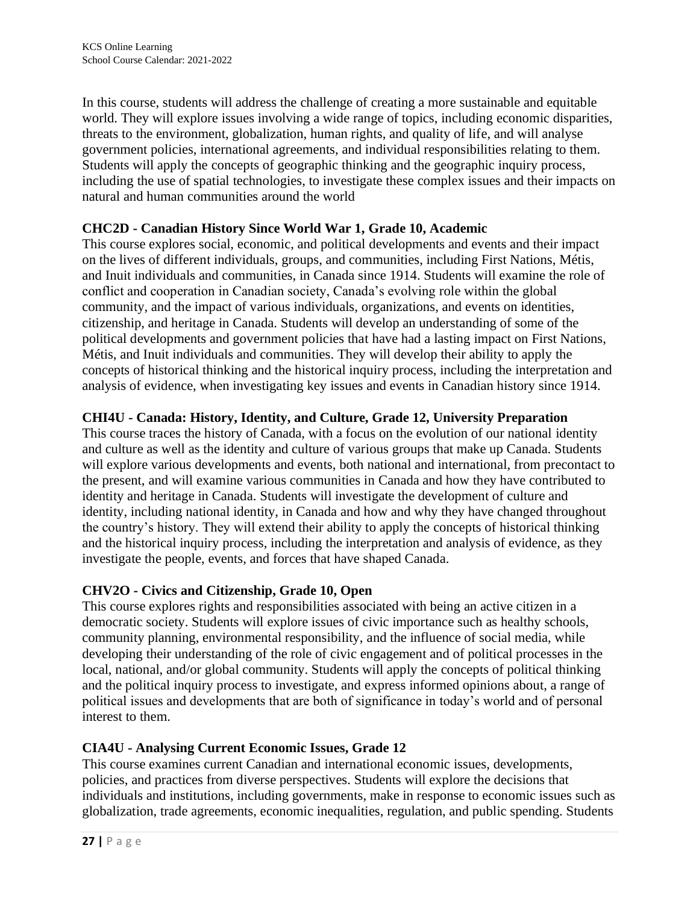In this course, students will address the challenge of creating a more sustainable and equitable world. They will explore issues involving a wide range of topics, including economic disparities, threats to the environment, globalization, human rights, and quality of life, and will analyse government policies, international agreements, and individual responsibilities relating to them. Students will apply the concepts of geographic thinking and the geographic inquiry process, including the use of spatial technologies, to investigate these complex issues and their impacts on natural and human communities around the world

### CHC2D - Canadian History Since World War 1, Grade 10, Academic

This course explores social, economic, and political developments and events and their impact on the lives of different individuals, groups, and communities, including First Nations, Métis, and Inuit individuals and communities, in Canada since 1914. Students will examine the role of conflict and cooperation in Canadian society, Canada's evolving role within the global community, and the impact of various individuals, organizations, and events on identities, citizenship, and heritage in Canada. Students will develop an understanding of some of the political developments and government policies that have had a lasting impact on First Nations, Métis, and Inuit individuals and communities. They will develop their ability to apply the concepts of historical thinking and the historical inquiry process, including the interpretation and analysis of evidence, when investigating key issues and events in Canadian history since 1914.

### CHI4U - Canada: History, Identity, and Culture, Grade 12, University Preparation

This course traces the history of Canada, with a focus on the evolution of our national identity and culture as well as the identity and culture of various groups that make up Canada. Students will explore various developments and events, both national and international, from precontact to the present, and will examine various communities in Canada and how they have contributed to identity and heritage in Canada. Students will investigate the development of culture and identity, including national identity, in Canada and how and why they have changed throughout the country's history. They will extend their ability to apply the concepts of historical thinking and the historical inquiry process, including the interpretation and analysis of evidence, as they investigate the people, events, and forces that have shaped Canada.

### CHV2O - Civics and Citizenship, Grade 10, Open

This course explores rights and responsibilities associated with being an active citizen in a democratic society. Students will explore issues of civic importance such as healthy schools, community planning, environmental responsibility, and the influence of social media, while developing their understanding of the role of civic engagement and of political processes in the local, national, and/or global community. Students will apply the concepts of political thinking and the political inquiry process to investigate, and express informed opinions about, a range of political issues and developments that are both of significance in today's world and of personal interest to them.

### CIA4U - Analysing Current Economic Issues, Grade 12

This course examines current Canadian and international economic issues, developments, policies, and practices from diverse perspectives. Students will explore the decisions that individuals and institutions, including governments, make in response to economic issues such as globalization, trade agreements, economic inequalities, regulation, and public spending. Students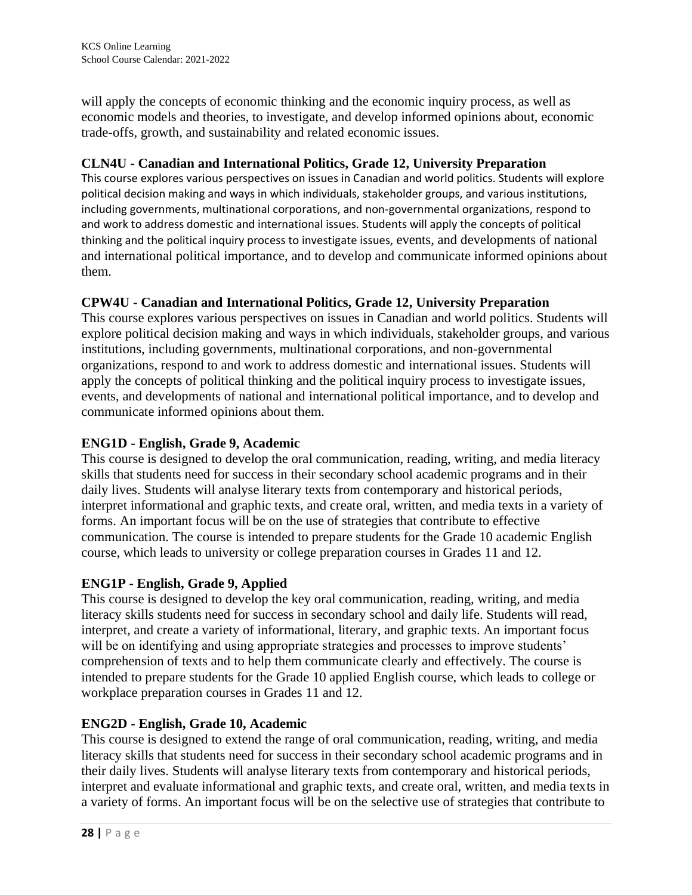will apply the concepts of economic thinking and the economic inquiry process, as well as economic models and theories, to investigate, and develop informed opinions about, economic trade-offs, growth, and sustainability and related economic issues.

### CLN4U - Canadian and International Politics, Grade 12, University Preparation

This course explores various perspectives on issues in Canadian and world politics. Students will explore political decision making and ways in which individuals, stakeholder groups, and various institutions, including governments, multinational corporations, and non-governmental organizations, respond to and work to address domestic and international issues. Students will apply the concepts of political thinking and the political inquiry process to investigate issues, events, and developments of national and international political importance, and to develop and communicate informed opinions about them.

### CPW4U - Canadian and International Politics, Grade 12, University Preparation

This course explores various perspectives on issues in Canadian and world politics. Students will explore political decision making and ways in which individuals, stakeholder groups, and various institutions, including governments, multinational corporations, and non-governmental organizations, respond to and work to address domestic and international issues. Students will apply the concepts of political thinking and the political inquiry process to investigate issues, events, and developments of national and international political importance, and to develop and communicate informed opinions about them.

### ENG1D - English, Grade 9, Academic

This course is designed to develop the oral communication, reading, writing, and media literacy skills that students need for success in their secondary school academic programs and in their daily lives. Students will analyse literary texts from contemporary and historical periods, interpret informational and graphic texts, and create oral, written, and media texts in a variety of forms. An important focus will be on the use of strategies that contribute to effective communication. The course is intended to prepare students for the Grade 10 academic English course, which leads to university or college preparation courses in Grades 11 and 12.

### ENG1P - English, Grade 9, Applied

This course is designed to develop the key oral communication, reading, writing, and media literacy skills students need for success in secondary school and daily life. Students will read, interpret, and create a variety of informational, literary, and graphic texts. An important focus will be on identifying and using appropriate strategies and processes to improve students' comprehension of texts and to help them communicate clearly and effectively. The course is intended to prepare students for the Grade 10 applied English course, which leads to college or workplace preparation courses in Grades 11 and 12.

### ENG2D - English, Grade 10, Academic

This course is designed to extend the range of oral communication, reading, writing, and media literacy skills that students need for success in their secondary school academic programs and in their daily lives. Students will analyse literary texts from contemporary and historical periods, interpret and evaluate informational and graphic texts, and create oral, written, and media texts in a variety of forms. An important focus will be on the selective use of strategies that contribute to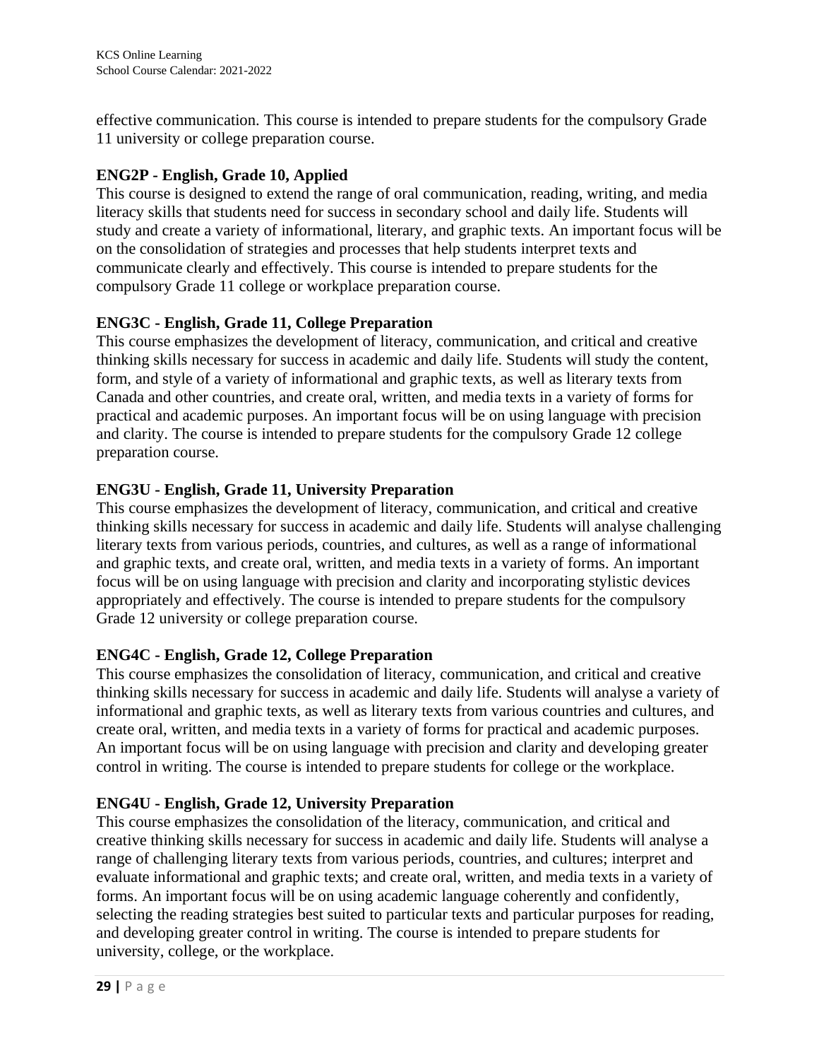effective communication. This course is intended to prepare students for the compulsory Grade 11 university or college preparation course.

**ENG2P - English, Grade 10, Applied**

This course is designed to extend the range of oral communication, reading, writing, and media literacy skills that students need for success in secondary school and daily life. Students will study and create a variety of informational, literary, and graphic texts. An important focus will be on the consolidation of strategies and processes that help students interpret texts and communicate clearly and effectively. This course is intended to prepare students for the compulsory Grade 11 college or workplace preparation course.

**ENG3C - English, Grade 11, College Preparation**

This course emphasizes the development of literacy, communication, and critical and creative thinking skills necessary for success in academic and daily life. Students will study the content, form, and style of a variety of informational and graphic texts, as well as literary texts from Canada and other countries, and create oral, written, and media texts in a variety of forms for practical and academic purposes. An important focus will be on using language with precision and clarity. The course is intended to prepare students for the compulsory Grade 12 college preparation course.

**ENG3U - English, Grade 11, University Preparation**

This course emphasizes the development of literacy, communication, and critical and creative thinking skills necessary for success in academic and daily life. Students will analyse challenging literary texts from various periods, countries, and cultures, as well as a range of informational and graphic texts, and create oral, written, and media texts in a variety of forms. An important focus will be on using language with precision and clarity and incorporating stylistic devices appropriately and effectively. The course is intended to prepare students for the compulsory Grade 12 university or college preparation course.

**ENG4C - English, Grade 12, College Preparation**

This course emphasizes the consolidation of literacy, communication, and critical and creative thinking skills necessary for success in academic and daily life. Students will analyse a variety of informational and graphic texts, as well as literary texts from various countries and cultures, and create oral, written, and media texts in a variety of forms for practical and academic purposes. An important focus will be on using language with precision and clarity and developing greater control in writing. The course is intended to prepare students for college or the workplace.

**ENG4U - English, Grade 12, University Preparation**

This course emphasizes the consolidation of the literacy, communication, and critical and creative thinking skills necessary for success in academic and daily life. Students will analyse a range of challenging literary texts from various periods, countries, and cultures; interpret and evaluate informational and graphic texts; and create oral, written, and media texts in a variety of forms. An important focus will be on using academic language coherently and confidently, selecting the reading strategies best suited to particular texts and particular purposes for reading, and developing greater control in writing. The course is intended to prepare students for university, college, or the workplace.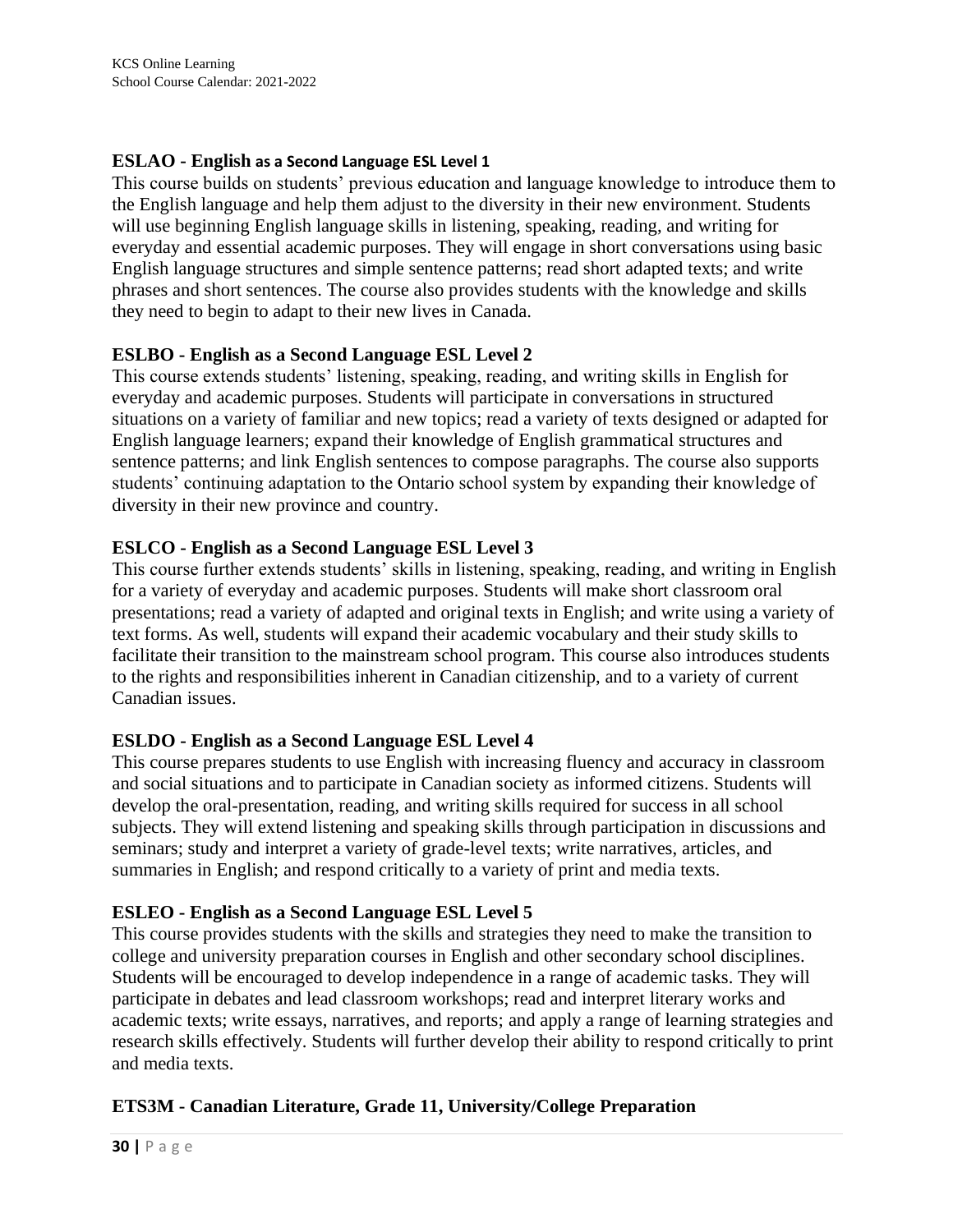### ESLAO - English as a Second Language ESL Level 1

This course builds on students' previous education and language knowledge to introduce them to the English language and help them adjust to the diversity in their new environment. Students will use beginning English language skills in listening, speaking, reading, and writing for everyday and essential academic purposes. They will engage in short conversations using basic English language structures and simple sentence patterns; read short adapted texts; and write phrases and short sentences. The course also provides students with the knowledge and skills they need to begin to adapt to their new lives in Canada.

### ESLBO - English as a Second Language ESL Level 2

This course extends students' listening, speaking, reading, and writing skills in English for everyday and academic purposes. Students will participate in conversations in structured situations on a variety of familiar and new topics; read a variety of texts designed or adapted for English language learners; expand their knowledge of English grammatical structures and sentence patterns; and link English sentences to compose paragraphs. The course also supports students' continuing adaptation to the Ontario school system by expanding their knowledge of diversity in their new province and country.

### ESLCO - English as a Second Language ESL Level 3

This course further extends students' skills in listening, speaking, reading, and writing in English for a variety of everyday and academic purposes. Students will make short classroom oral presentations; read a variety of adapted and original texts in English; and write using a variety of text forms. As well, students will expand their academic vocabulary and their study skills to facilitate their transition to the mainstream school program. This course also introduces students to the rights and responsibilities inherent in Canadian citizenship, and to a variety of current Canadian issues.

### ESLDO - English as a Second Language ESL Level 4

This course prepares students to use English with increasing fluency and accuracy in classroom and social situations and to participate in Canadian society as informed citizens. Students will develop the oral-presentation, reading, and writing skills required for success in all school subjects. They will extend listening and speaking skills through participation in discussions and seminars; study and interpret a variety of grade-level texts; write narratives, articles, and summaries in English; and respond critically to a variety of print and media texts.

### ESLEO - English as a Second Language ESL Level 5

This course provides students with the skills and strategies they need to make the transition to college and university preparation courses in English and other secondary school disciplines. Students will be encouraged to develop independence in a range of academic tasks. They will participate in debates and lead classroom workshops; read and interpret literary works and academic texts; write essays, narratives, and reports; and apply a range of learning strategies and research skills effectively. Students will further develop their ability to respond critically to print and media texts.

### ETS3M - Canadian Literature, Grade 11, University/College Preparation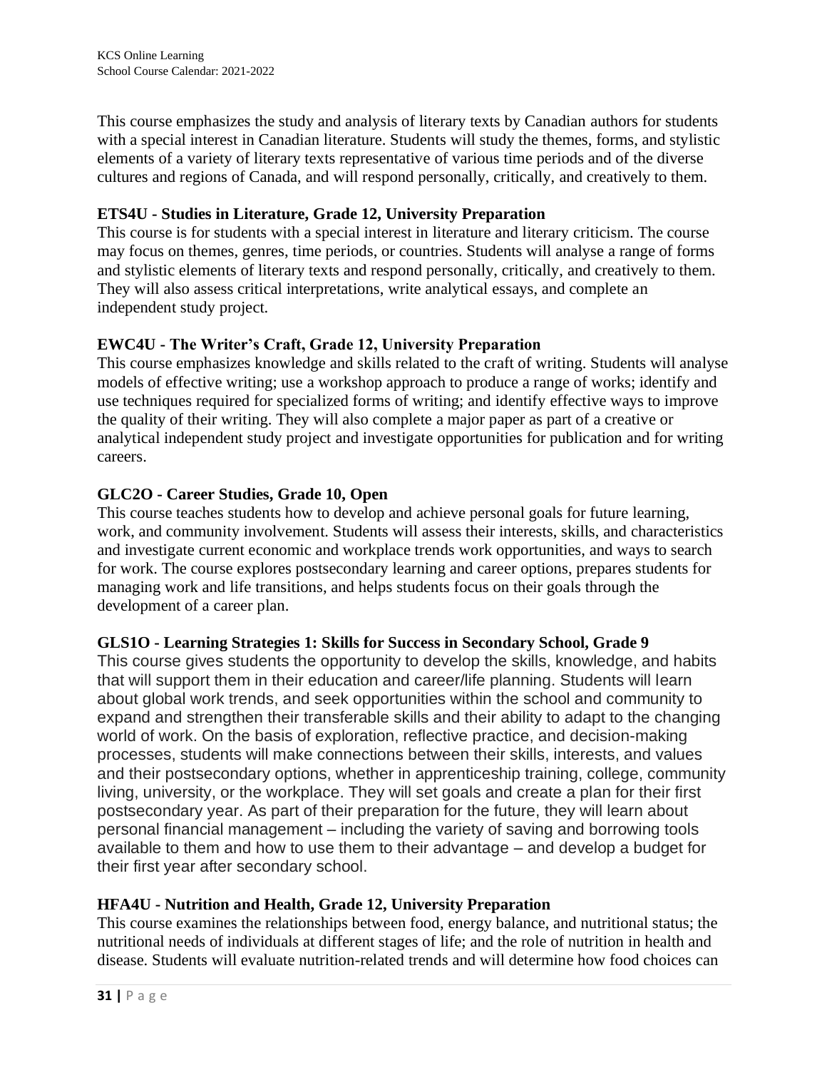This course emphasizes the study and analysis of literary texts by Canadian authors for students with a special interest in Canadian literature. Students will study the themes, forms, and stylistic elements of a variety of literary texts representative of various time periods and of the diverse cultures and regions of Canada, and will respond personally, critically, and creatively to them.

**ETS4U - Studies in Literature, Grade 12, University Preparation**

This course is for students with a special interest in literature and literary criticism. The course may focus on themes, genres, time periods, or countries. Students will analyse a range of forms and stylistic elements of literary texts and respond personally, critically, and creatively to them. They will also assess critical interpretations, write analytical essays, and complete an independent study project.

**EWC4U - The Writer's Craft, Grade 12, University Preparation**

This course emphasizes knowledge and skills related to the craft of writing. Students will analyse models of effective writing; use a workshop approach to produce a range of works; identify and use techniques required for specialized forms of writing; and identify effective ways to improve the quality of their writing. They will also complete a major paper as part of a creative or analytical independent study project and investigate opportunities for publication and for writing careers.

**GLC2O - Career Studies, Grade 10, Open**

This course teaches students how to develop and achieve personal goals for future learning, work, and community involvement. Students will assess their interests, skills, and characteristics and investigate current economic and workplace trends work opportunities, and ways to search for work. The course explores postsecondary learning and career options, prepares students for managing work and life transitions, and helps students focus on their goals through the development of a career plan.

**GLS1O - Learning Strategies 1: Skills for Success in Secondary School, Grade 9**

This course gives students the opportunity to develop the skills, knowledge, and habits that will support them in their education and career/life planning. Students will learn about global work trends, and seek opportunities within the school and community to expand and strengthen their transferable skills and their ability to adapt to the changing world of work. On the basis of exploration, reflective practice, and decision-making processes, students will make connections between their skills, interests, and values and their postsecondary options, whether in apprenticeship training, college, community living, university, or the workplace. They will set goals and create a plan for their first postsecondary year. As part of their preparation for the future, they will learn about personal financial management – including the variety of saving and borrowing tools available to them and how to use them to their advantage – and develop a budget for their first year after secondary school.

**HFA4U - Nutrition and Health, Grade 12, University Preparation**

This course examines the relationships between food, energy balance, and nutritional status; the nutritional needs of individuals at different stages of life; and the role of nutrition in health and disease. Students will evaluate nutrition-related trends and will determine how food choices can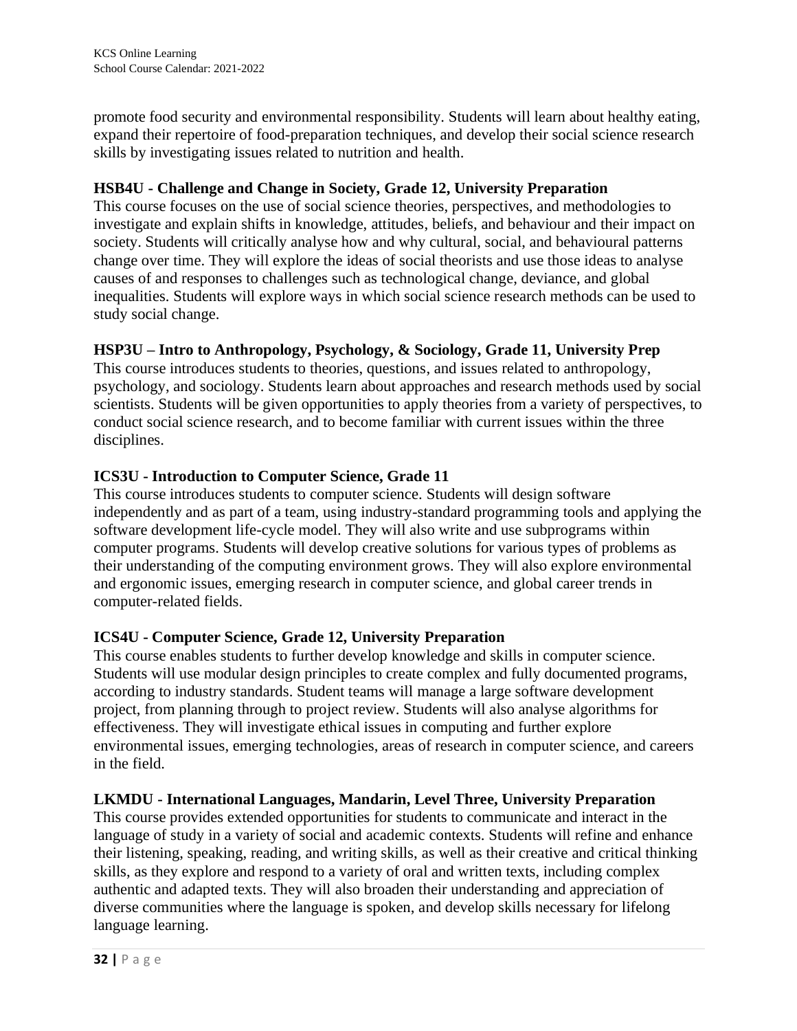promote food security and environmental responsibility. Students will learn about healthy eating, expand their repertoire of food-preparation techniques, and develop their social science research skills by investigating issues related to nutrition and health.

### HSB4U - Challenge and Change in Society, Grade 12, University Preparation

This course focuses on the use of social science theories, perspectives, and methodologies to investigate and explain shifts in knowledge, attitudes, beliefs, and behaviour and their impact on society. Students will critically analyse how and why cultural, social, and behavioural patterns change over time. They will explore the ideas of social theorists and use those ideas to analyse causes of and responses to challenges such as technological change, deviance, and global inequalities. Students will explore ways in which social science research methods can be used to study social change.

### HSP3U – Intro to Anthropology, Psychology, & Sociology, Grade 11, University Prep

This course introduces students to theories, questions, and issues related to anthropology, psychology, and sociology. Students learn about approaches and research methods used by social scientists. Students will be given opportunities to apply theories from a variety of perspectives, to conduct social science research, and to become familiar with current issues within the three disciplines.

### ICS3U - Introduction to Computer Science, Grade 11

This course introduces students to computer science. Students will design software independently and as part of a team, using industry-standard programming tools and applying the software development life-cycle model. They will also write and use subprograms within computer programs. Students will develop creative solutions for various types of problems as their understanding of the computing environment grows. They will also explore environmental and ergonomic issues, emerging research in computer science, and global career trends in computer-related fields.

### ICS4U - Computer Science, Grade 12, University Preparation

This course enables students to further develop knowledge and skills in computer science. Students will use modular design principles to create complex and fully documented programs, according to industry standards. Student teams will manage a large software development project, from planning through to project review. Students will also analyse algorithms for effectiveness. They will investigate ethical issues in computing and further explore environmental issues, emerging technologies, areas of research in computer science, and careers in the field.

### LKMDU - International Languages, Mandarin, Level Three, University Preparation

This course provides extended opportunities for students to communicate and interact in the language of study in a variety of social and academic contexts. Students will refine and enhance their listening, speaking, reading, and writing skills, as well as their creative and critical thinking skills, as they explore and respond to a variety of oral and written texts, including complex authentic and adapted texts. They will also broaden their understanding and appreciation of diverse communities where the language is spoken, and develop skills necessary for lifelong language learning.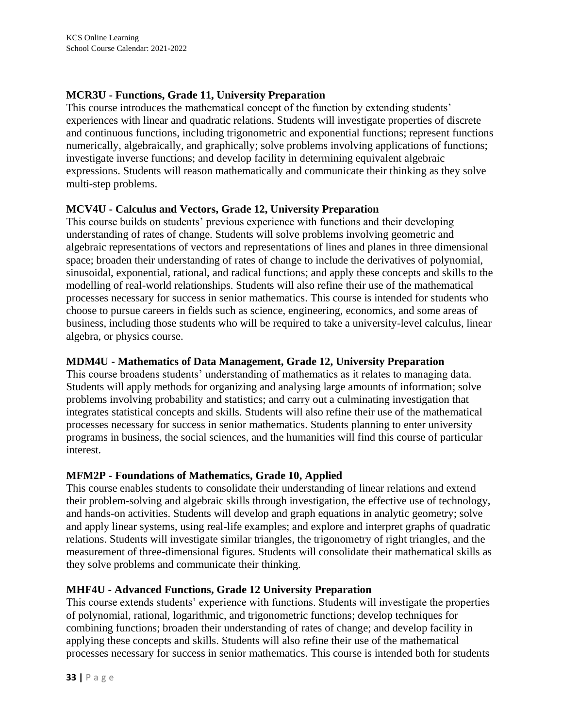**MCR3U - Functions, Grade 11, University Preparation**

This course introduces the mathematical concept of the function by extending students' experiences with linear and quadratic relations. Students will investigate properties of discrete and continuous functions, including trigonometric and exponential functions; represent functions numerically, algebraically, and graphically; solve problems involving applications of functions; investigate inverse functions; and develop facility in determining equivalent algebraic expressions. Students will reason mathematically and communicate their thinking as they solve multi-step problems.

**MCV4U - Calculus and Vectors, Grade 12, University Preparation**

This course builds on students' previous experience with functions and their developing understanding of rates of change. Students will solve problems involving geometric and algebraic representations of vectors and representations of lines and planes in three dimensional space; broaden their understanding of rates of change to include the derivatives of polynomial, sinusoidal, exponential, rational, and radical functions; and apply these concepts and skills to the modelling of real-world relationships. Students will also refine their use of the mathematical processes necessary for success in senior mathematics. This course is intended for students who choose to pursue careers in fields such as science, engineering, economics, and some areas of business, including those students who will be required to take a university-level calculus, linear algebra, or physics course.

**MDM4U - Mathematics of Data Management, Grade 12, University Preparation**

This course broadens students' understanding of mathematics as it relates to managing data. Students will apply methods for organizing and analysing large amounts of information; solve problems involving probability and statistics; and carry out a culminating investigation that integrates statistical concepts and skills. Students will also refine their use of the mathematical processes necessary for success in senior mathematics. Students planning to enter university programs in business, the social sciences, and the humanities will find this course of particular interest.

**MFM2P - Foundations of Mathematics, Grade 10, Applied**

This course enables students to consolidate their understanding of linear relations and extend their problem-solving and algebraic skills through investigation, the effective use of technology, and hands-on activities. Students will develop and graph equations in analytic geometry; solve and apply linear systems, using real-life examples; and explore and interpret graphs of quadratic relations. Students will investigate similar triangles, the trigonometry of right triangles, and the measurement of three-dimensional figures. Students will consolidate their mathematical skills as they solve problems and communicate their thinking.

**MHF4U - Advanced Functions, Grade 12 University Preparation**

This course extends students' experience with functions. Students will investigate the properties of polynomial, rational, logarithmic, and trigonometric functions; develop techniques for combining functions; broaden their understanding of rates of change; and develop facility in applying these concepts and skills. Students will also refine their use of the mathematical processes necessary for success in senior mathematics. This course is intended both for students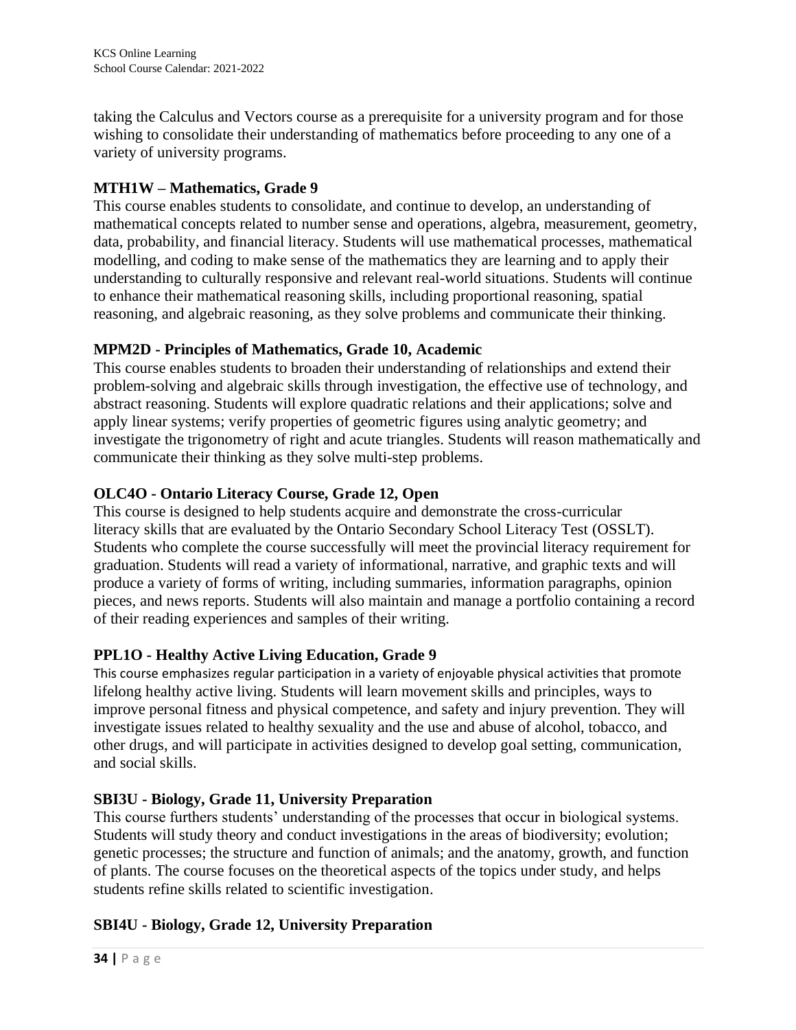taking the Calculus and Vectors course as a prerequisite for a university program and for those wishing to consolidate their understanding of mathematics before proceeding to any one of a variety of university programs.

### MTH1W – Mathematics, Grade 9

This course enables students to consolidate, and continue to develop, an understanding of mathematical concepts related to number sense and operations, algebra, measurement, geometry, data, probability, and financial literacy. Students will use mathematical processes, mathematical modelling, and coding to make sense of the mathematics they are learning and to apply their understanding to culturally responsive and relevant real-world situations. Students will continue to enhance their mathematical reasoning skills, including proportional reasoning, spatial reasoning, and algebraic reasoning, as they solve problems and communicate their thinking.

### MPM2D - Principles of Mathematics, Grade 10, Academic

This course enables students to broaden their understanding of relationships and extend their problem-solving and algebraic skills through investigation, the effective use of technology, and abstract reasoning. Students will explore quadratic relations and their applications; solve and apply linear systems; verify properties of geometric figures using analytic geometry; and investigate the trigonometry of right and acute triangles. Students will reason mathematically and communicate their thinking as they solve multi-step problems.

### OLC4O - Ontario Literacy Course, Grade 12, Open

This course is designed to help students acquire and demonstrate the cross-curricular literacy skills that are evaluated by the Ontario Secondary School Literacy Test (OSSLT). Students who complete the course successfully will meet the provincial literacy requirement for graduation. Students will read a variety of informational, narrative, and graphic texts and will produce a variety of forms of writing, including summaries, information paragraphs, opinion pieces, and news reports. Students will also maintain and manage a portfolio containing a record of their reading experiences and samples of their writing.

### PPL1O - Healthy Active Living Education, Grade 9

This course emphasizes regular participation in a variety of enjoyable physical activities that promote lifelong healthy active living. Students will learn movement skills and principles, ways to improve personal fitness and physical competence, and safety and injury prevention. They will investigate issues related to healthy sexuality and the use and abuse of alcohol, tobacco, and other drugs, and will participate in activities designed to develop goal setting, communication, and social skills.

### SBI3U - Biology, Grade 11, University Preparation

This course furthers students' understanding of the processes that occur in biological systems. Students will study theory and conduct investigations in the areas of biodiversity; evolution; genetic processes; the structure and function of animals; and the anatomy, growth, and function of plants. The course focuses on the theoretical aspects of the topics under study, and helps students refine skills related to scientific investigation.

### SBI4U - Biology, Grade 12, University Preparation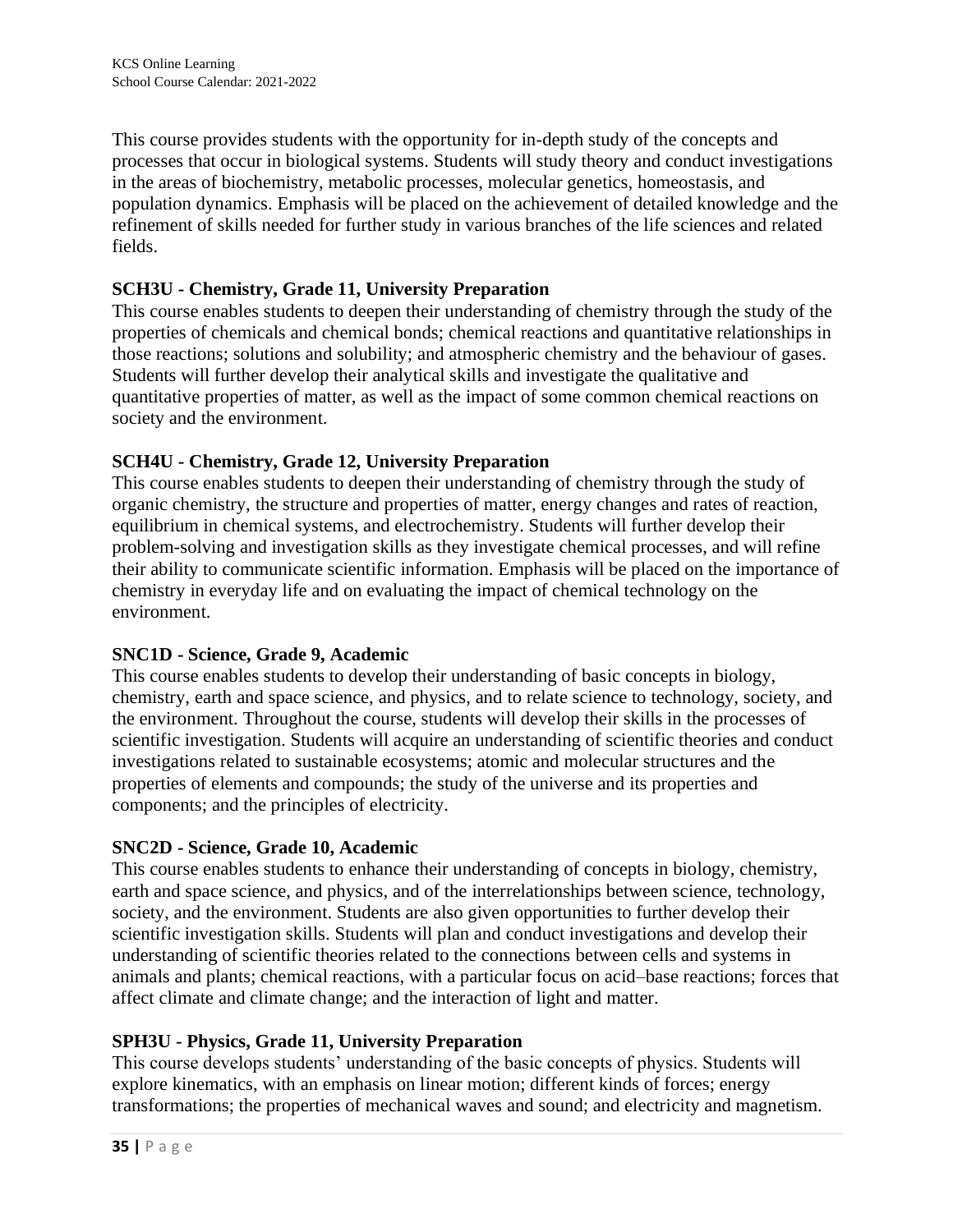This course provides students with the opportunity for in-depth study of the concepts and processes that occur in biological systems. Students will study theory and conduct investigations in the areas of biochemistry, metabolic processes, molecular genetics, homeostasis, and population dynamics. Emphasis will be placed on the achievement of detailed knowledge and the refinement of skills needed for further study in various branches of the life sciences and related fields.

**SCH3U - Chemistry, Grade 11, University Preparation**

This course enables students to deepen their understanding of chemistry through the study of the properties of chemicals and chemical bonds; chemical reactions and quantitative relationships in those reactions; solutions and solubility; and atmospheric chemistry and the behaviour of gases. Students will further develop their analytical skills and investigate the qualitative and quantitative properties of matter, as well as the impact of some common chemical reactions on society and the environment.

**SCH4U - Chemistry, Grade 12, University Preparation**

This course enables students to deepen their understanding of chemistry through the study of organic chemistry, the structure and properties of matter, energy changes and rates of reaction, equilibrium in chemical systems, and electrochemistry. Students will further develop their problem-solving and investigation skills as they investigate chemical processes, and will refine their ability to communicate scientific information. Emphasis will be placed on the importance of chemistry in everyday life and on evaluating the impact of chemical technology on the environment.

**SNC1D - Science, Grade 9, Academic**

This course enables students to develop their understanding of basic concepts in biology, chemistry, earth and space science, and physics, and to relate science to technology, society, and the environment. Throughout the course, students will develop their skills in the processes of scientific investigation. Students will acquire an understanding of scientific theories and conduct investigations related to sustainable ecosystems; atomic and molecular structures and the properties of elements and compounds; the study of the universe and its properties and components; and the principles of electricity.

**SNC2D - Science, Grade 10, Academic**

This course enables students to enhance their understanding of concepts in biology, chemistry, earth and space science, and physics, and of the interrelationships between science, technology, society, and the environment. Students are also given opportunities to further develop their scientific investigation skills. Students will plan and conduct investigations and develop their understanding of scientific theories related to the connections between cells and systems in animals and plants; chemical reactions, with a particular focus on acid–base reactions; forces that affect climate and climate change; and the interaction of light and matter.

**SPH3U - Physics, Grade 11, University Preparation**

This course develops students' understanding of the basic concepts of physics. Students will explore kinematics, with an emphasis on linear motion; different kinds of forces; energy transformations; the properties of mechanical waves and sound; and electricity and magnetism.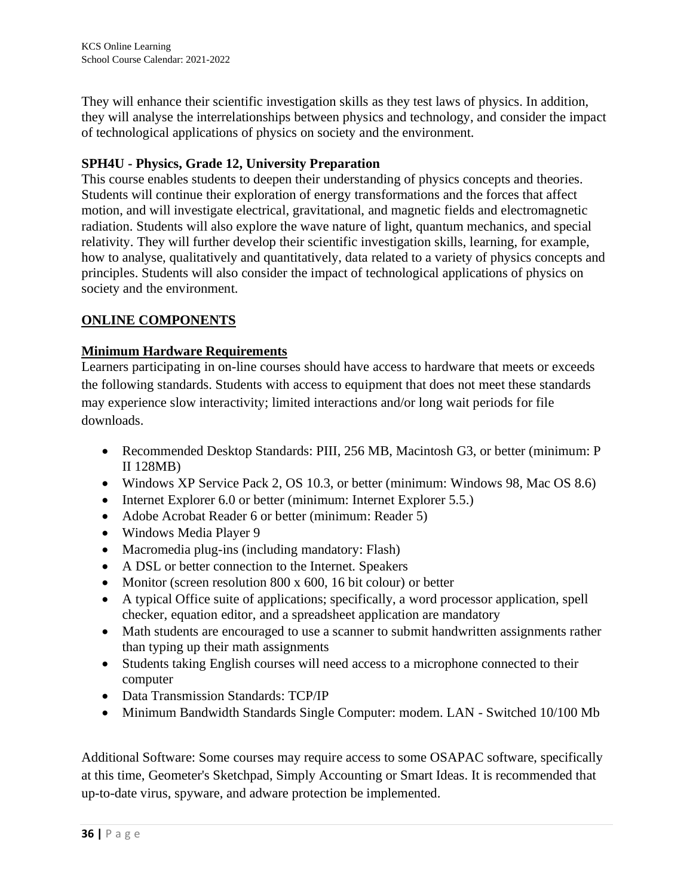They will enhance their scientific investigation skills as they test laws of physics. In addition, they will analyse the interrelationships between physics and technology, and consider the impact of technological applications of physics on society and the environment.

**SPH4U - Physics, Grade 12, University Preparation**

This course enables students to deepen their understanding of physics concepts and theories. Students will continue their exploration of energy transformations and the forces that affect motion, and will investigate electrical, gravitational, and magnetic fields and electromagnetic radiation. Students will also explore the wave nature of light, quantum mechanics, and special relativity. They will further develop their scientific investigation skills, learning, for example, how to analyse, qualitatively and quantitatively, data related to a variety of physics concepts and principles. Students will also consider the impact of technological applications of physics on society and the environment.

## ONLINE COMPONENTS

### Minimum Hardware Requirements

Learners participating in on-line courses should have access to hardware that meets or exceeds the following standards. Students with access to equipment that does not meet these standards may experience slow interactivity; limited interactions and/or long wait periods for file downloads.

- Recommended Desktop Standards: PIII, 256 MB, Macintosh G3, or better (minimum: P II 128MB)
- Windows XP Service Pack 2, OS 10.3, or better (minimum: Windows 98, Mac OS 8.6)
- Internet Explorer 6.0 or better (minimum: Internet Explorer 5.5.)
- Adobe Acrobat Reader 6 or better (minimum: Reader 5)
- Windows Media Player 9
- Macromedia plug-ins (including mandatory: Flash)
- A DSL or better connection to the Internet. Speakers
- Monitor (screen resolution 800 x 600, 16 bit colour) or better
- A typical Office suite of applications; specifically, a word processor application, spell checker, equation editor, and a spreadsheet application are mandatory
- Math students are encouraged to use a scanner to submit handwritten assignments rather than typing up their math assignments
- Students taking English courses will need access to a microphone connected to their computer
- Data Transmission Standards: TCP/IP
- Minimum Bandwidth Standards Single Computer: modem. LAN - Switched 10/100 Mb

Additional Software: Some courses may require access to some OSAPAC software, specifically at this time, Geometer's Sketchpad, Simply Accounting or Smart Ideas. It is recommended that up-to-date virus, spyware, and adware protection be implemented.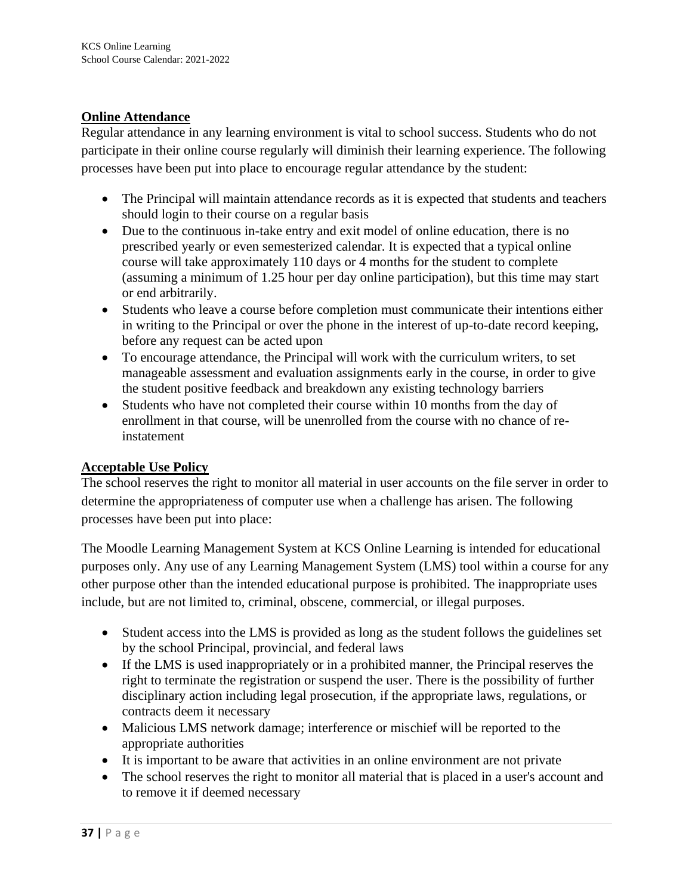## Online Attendance

Regular attendance in any learning environment is vital to school success. Students who do not participate in their online course regularly will diminish their learning experience. The following processes have been put into place to encourage regular attendance by the student:

- The Principal will maintain attendance records as it is expected that students and teachers should login to their course on a regular basis
- Due to the continuous in-take entry and exit model of online education, there is no prescribed yearly or even semesterized calendar. It is expected that a typical online course will take approximately 110 days or 4 months for the student to complete (assuming a minimum of 1.25 hour per day online participation), but this time may start or end arbitrarily.
- Students who leave a course before completion must communicate their intentions either in writing to the Principal or over the phone in the interest of up-to-date record keeping, before any request can be acted upon
- To encourage attendance, the Principal will work with the curriculum writers, to set manageable assessment and evaluation assignments early in the course, in order to give the student positive feedback and breakdown any existing technology barriers
- Students who have not completed their course within 10 months from the day of enrollment in that course, will be unenrolled from the course with no chance of re-instatement

## Acceptable Use Policy

The school reserves the right to monitor all material in user accounts on the file server in order to determine the appropriateness of computer use when a challenge has arisen. The following processes have been put into place:

The Moodle Learning Management System at KCS Online Learning is intended for educational purposes only. Any use of any Learning Management System (LMS) tool within a course for any other purpose other than the intended educational purpose is prohibited. The inappropriate uses include, but are not limited to, criminal, obscene, commercial, or illegal purposes.

- Student access into the LMS is provided as long as the student follows the guidelines set by the school Principal, provincial, and federal laws
- If the LMS is used inappropriately or in a prohibited manner, the Principal reserves the right to terminate the registration or suspend the user. There is the possibility of further disciplinary action including legal prosecution, if the appropriate laws, regulations, or contracts deem it necessary
- Malicious LMS network damage; interference or mischief will be reported to the appropriate authorities
- It is important to be aware that activities in an online environment are not private
- The school reserves the right to monitor all material that is placed in a user's account and to remove it if deemed necessary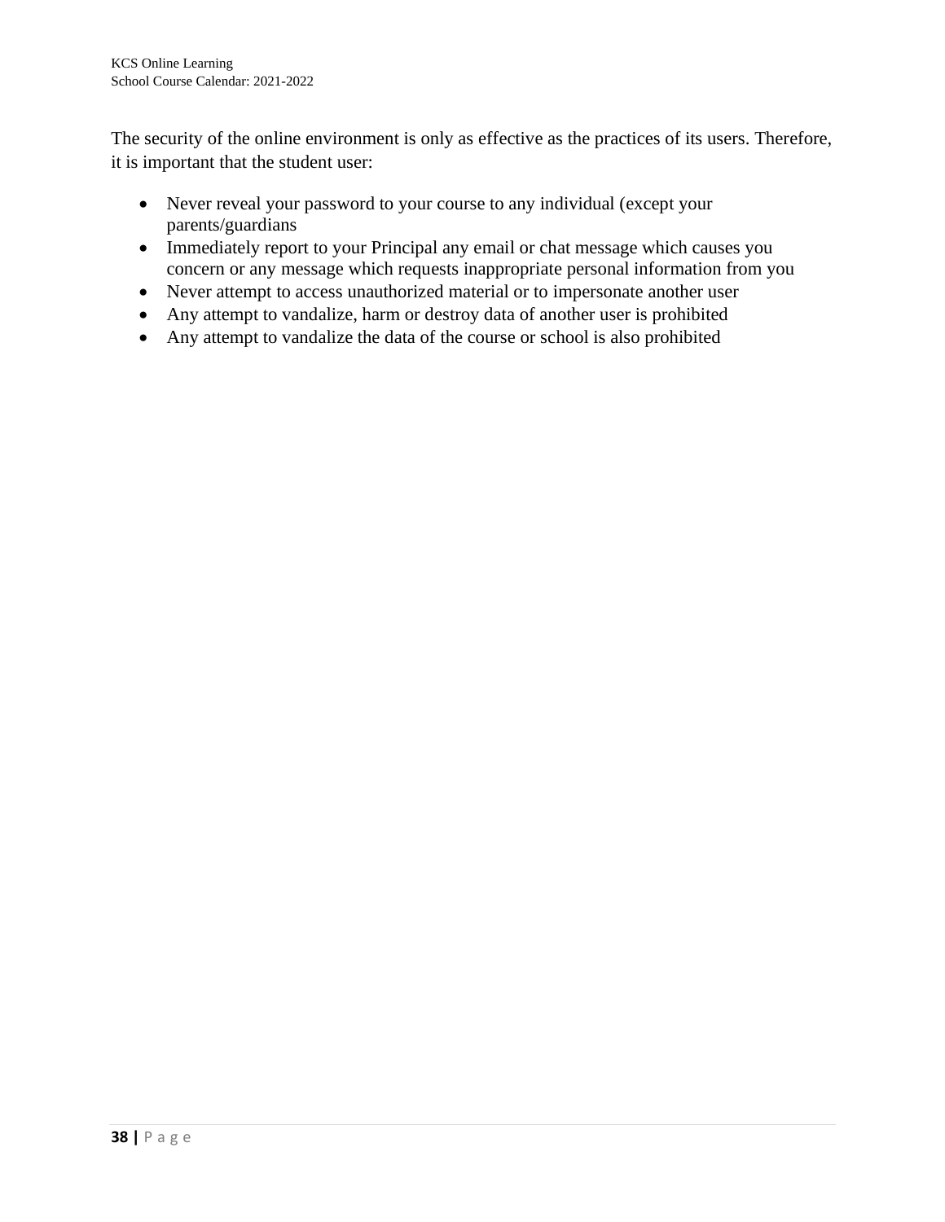The security of the online environment is only as effective as the practices of its users. Therefore, it is important that the student user:

- Never reveal your password to your course to any individual (except your parents/guardians
- Immediately report to your Principal any email or chat message which causes you concern or any message which requests inappropriate personal information from you
- Never attempt to access unauthorized material or to impersonate another user
- Any attempt to vandalize, harm or destroy data of another user is prohibited
- Any attempt to vandalize the data of the course or school is also prohibited